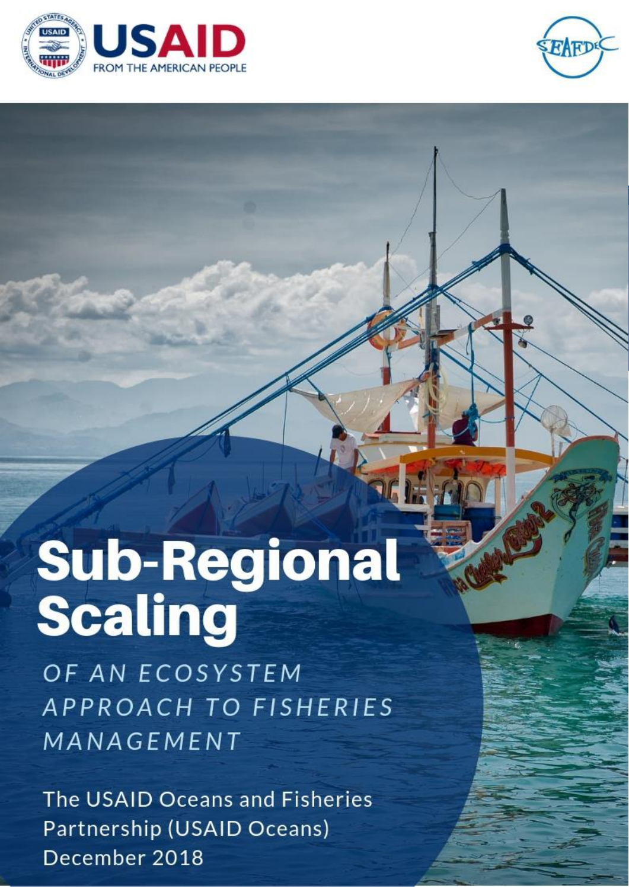USAID

FROM THE AMERICAN PEOPLE

SEAFDEC

# Sub-Regional Scaling

## OF AN ECOSYSTEM APPROACH TO FISHERIES MANAGEMENT

The USAID Oceans and Fisheries Partnership (USAID Oceans)
December 2018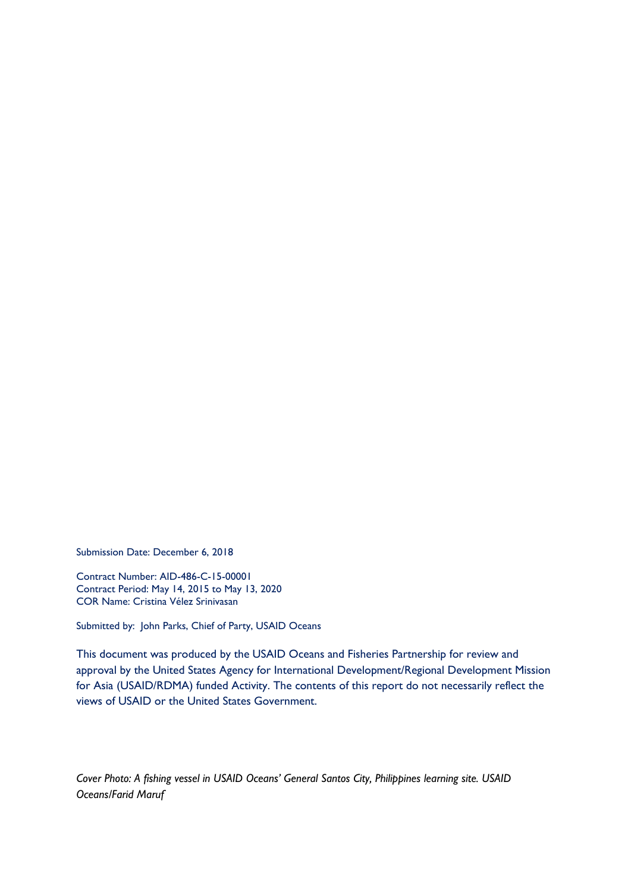Submission Date: December 6, 2018

Contract Number: AID-486-C-15-00001
Contract Period: May 14, 2015 to May 13, 2020
COR Name: Cristina Vélez Srinivasan

Submitted by: John Parks, Chief of Party, USAID Oceans

This document was produced by the USAID Oceans and Fisheries Partnership for review and approval by the United States Agency for International Development/Regional Development Mission for Asia (USAID/RDMA) funded Activity. The contents of this report do not necessarily reflect the views of USAID or the United States Government.

*Cover Photo: A fishing vessel in USAID Oceans' General Santos City, Philippines learning site. USAID Oceans/Farid Maruf*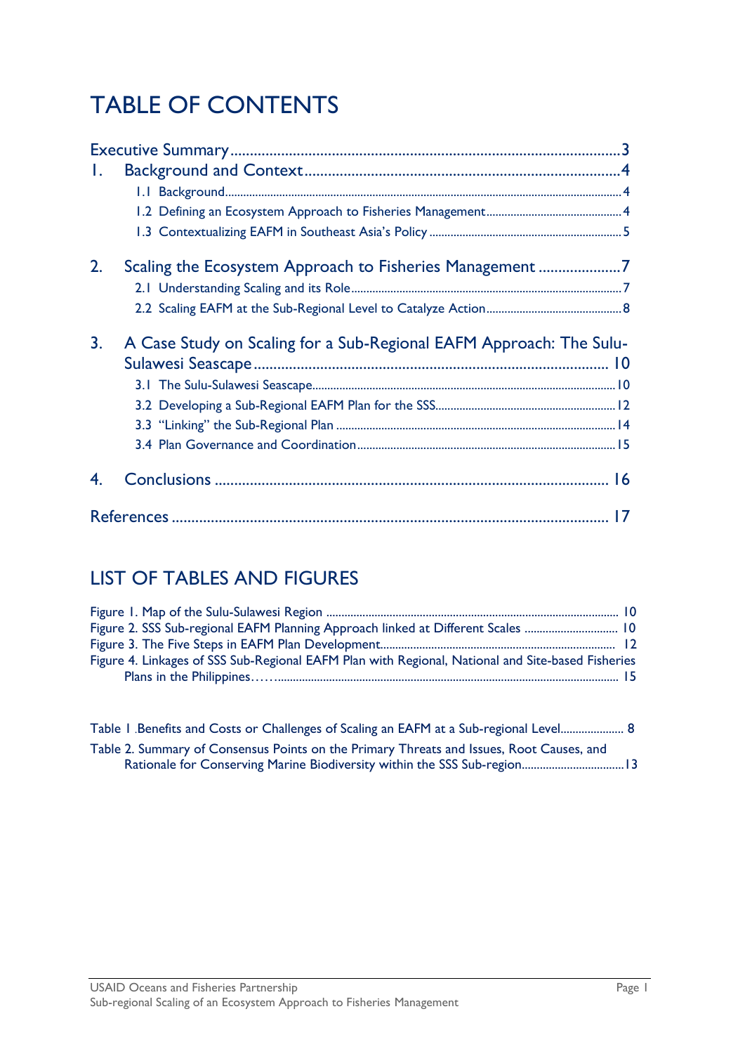# TABLE OF CONTENTS

Executive Summary ........................................................................................ 3

1. Background and Context ........................................................................ 4
   - 1.1 Background ........................................................................................ 4
   - 1.2 Defining an Ecosystem Approach to Fisheries Management ................................ 4
   - 1.3 Contextualizing EAFM in Southeast Asia's Policy ........................................... 5

2. Scaling the Ecosystem Approach to Fisheries Management .................................. 7
   - 2.1 Understanding Scaling and its Role ............................................................. 7
   - 2.2 Scaling EAFM at the Sub-Regional Level to Catalyze Action ................................ 8

3. A Case Study on Scaling for a Sub-Regional EAFM Approach: The Sulu-Sulawesi Seascape ........................................................................ 10
   - 3.1 The Sulu-Sulawesi Seascape ...................................................................... 10
   - 3.2 Developing a Sub-Regional EAFM Plan for the SSS ........................................ 12
   - 3.3 "Linking" the Sub-Regional Plan ................................................................ 14
   - 3.4 Plan Governance and Coordination .............................................................. 15

4. Conclusions ........................................................................................... 16

References ................................................................................................ 17

# LIST OF TABLES AND FIGURES

Figure 1. Map of the Sulu-Sulawesi Region ...................................................... 10

Figure 2. SSS Sub-regional EAFM Planning Approach linked at Different Scales ............... 10

Figure 3. The Five Steps in EAFM Plan Development ............................................. 12

Figure 4. Linkages of SSS Sub-Regional EAFM Plan with Regional, National and Site-based Fisheries Plans in the Philippines…… ............................................................ 15

Table 1 .Benefits and Costs or Challenges of Scaling an EAFM at a Sub-regional Level ........ 8

Table 2. Summary of Consensus Points on the Primary Threats and Issues, Root Causes, and Rationale for Conserving Marine Biodiversity within the SSS Sub-region ........................ 13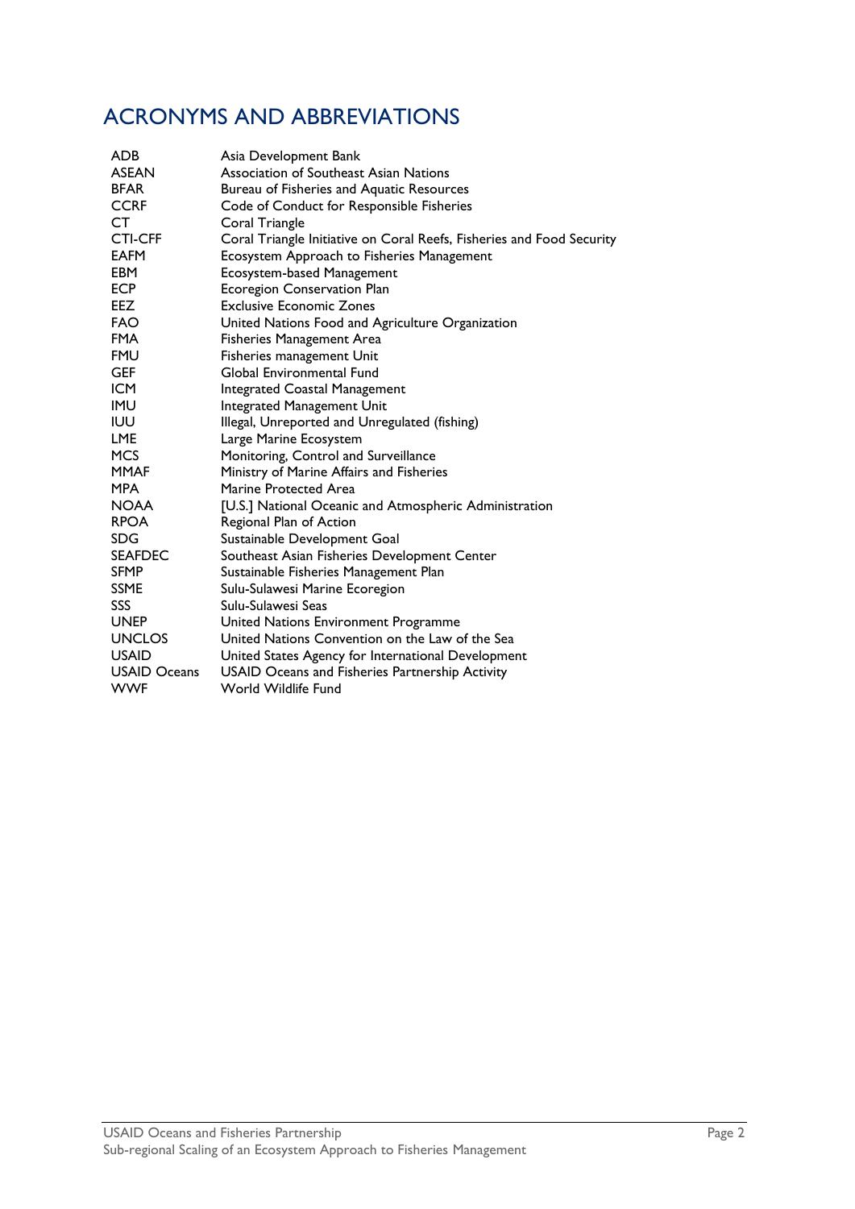# ACRONYMS AND ABBREVIATIONS

| | |
|---|---|
| ADB | Asia Development Bank |
| ASEAN | Association of Southeast Asian Nations |
| BFAR | Bureau of Fisheries and Aquatic Resources |
| CCRF | Code of Conduct for Responsible Fisheries |
| CT | Coral Triangle |
| CTI-CFF | Coral Triangle Initiative on Coral Reefs, Fisheries and Food Security |
| EAFM | Ecosystem Approach to Fisheries Management |
| EBM | Ecosystem-based Management |
| ECP | Ecoregion Conservation Plan |
| EEZ | Exclusive Economic Zones |
| FAO | United Nations Food and Agriculture Organization |
| FMA | Fisheries Management Area |
| FMU | Fisheries management Unit |
| GEF | Global Environmental Fund |
| ICM | Integrated Coastal Management |
| IMU | Integrated Management Unit |
| IUU | Illegal, Unreported and Unregulated (fishing) |
| LME | Large Marine Ecosystem |
| MCS | Monitoring, Control and Surveillance |
| MMAF | Ministry of Marine Affairs and Fisheries |
| MPA | Marine Protected Area |
| NOAA | [U.S.] National Oceanic and Atmospheric Administration |
| RPOA | Regional Plan of Action |
| SDG | Sustainable Development Goal |
| SEAFDEC | Southeast Asian Fisheries Development Center |
| SFMP | Sustainable Fisheries Management Plan |
| SSME | Sulu-Sulawesi Marine Ecoregion |
| SSS | Sulu-Sulawesi Seas |
| UNEP | United Nations Environment Programme |
| UNCLOS | United Nations Convention on the Law of the Sea |
| USAID | United States Agency for International Development |
| USAID Oceans | USAID Oceans and Fisheries Partnership Activity |
| WWF | World Wildlife Fund |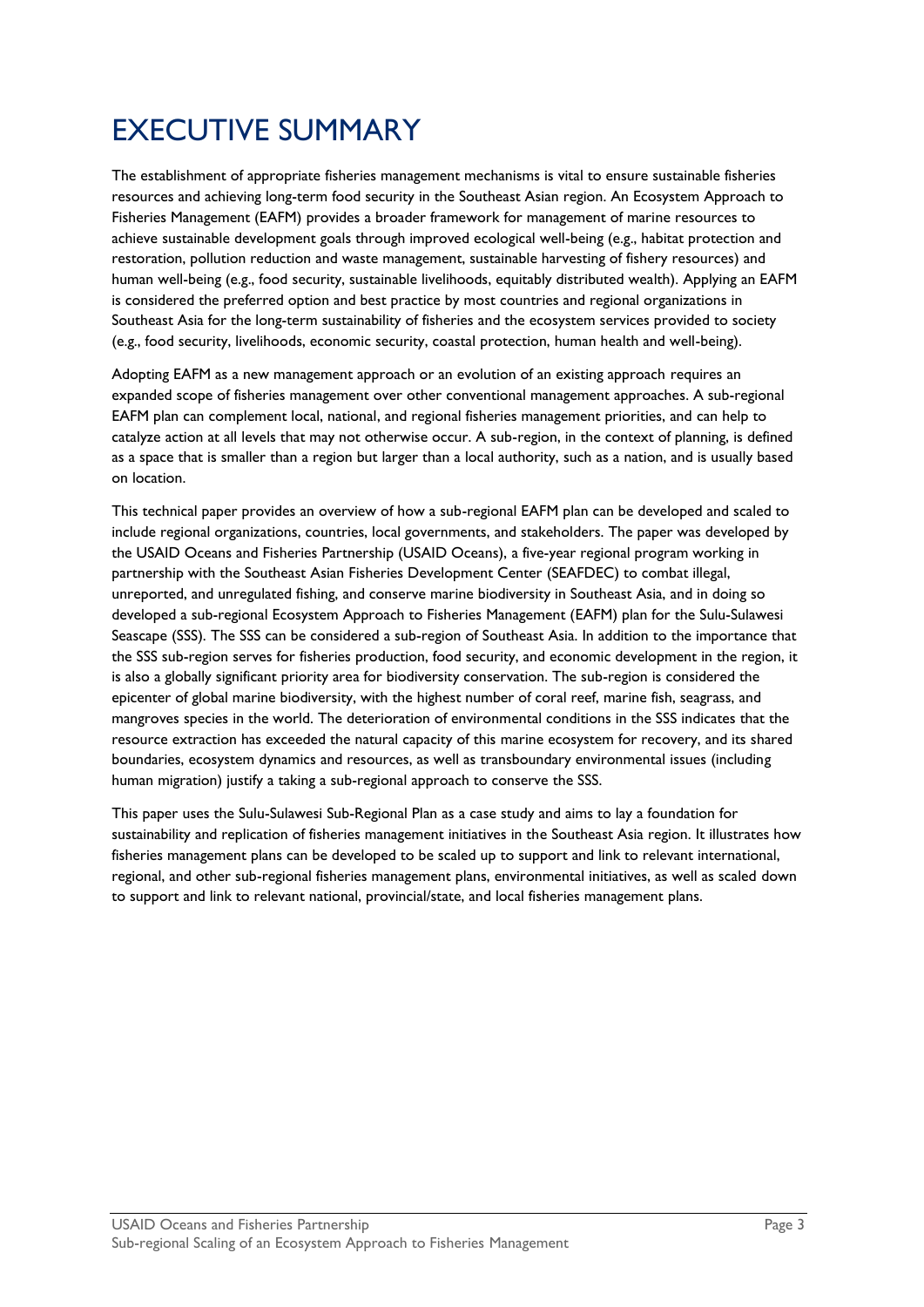# EXECUTIVE SUMMARY

The establishment of appropriate fisheries management mechanisms is vital to ensure sustainable fisheries resources and achieving long-term food security in the Southeast Asian region. An Ecosystem Approach to Fisheries Management (EAFM) provides a broader framework for management of marine resources to achieve sustainable development goals through improved ecological well-being (e.g., habitat protection and restoration, pollution reduction and waste management, sustainable harvesting of fishery resources) and human well-being (e.g., food security, sustainable livelihoods, equitably distributed wealth). Applying an EAFM is considered the preferred option and best practice by most countries and regional organizations in Southeast Asia for the long-term sustainability of fisheries and the ecosystem services provided to society (e.g., food security, livelihoods, economic security, coastal protection, human health and well-being).

Adopting EAFM as a new management approach or an evolution of an existing approach requires an expanded scope of fisheries management over other conventional management approaches. A sub-regional EAFM plan can complement local, national, and regional fisheries management priorities, and can help to catalyze action at all levels that may not otherwise occur. A sub-region, in the context of planning, is defined as a space that is smaller than a region but larger than a local authority, such as a nation, and is usually based on location.

This technical paper provides an overview of how a sub-regional EAFM plan can be developed and scaled to include regional organizations, countries, local governments, and stakeholders. The paper was developed by the USAID Oceans and Fisheries Partnership (USAID Oceans), a five-year regional program working in partnership with the Southeast Asian Fisheries Development Center (SEAFDEC) to combat illegal, unreported, and unregulated fishing, and conserve marine biodiversity in Southeast Asia, and in doing so developed a sub-regional Ecosystem Approach to Fisheries Management (EAFM) plan for the Sulu-Sulawesi Seascape (SSS). The SSS can be considered a sub-region of Southeast Asia. In addition to the importance that the SSS sub-region serves for fisheries production, food security, and economic development in the region, it is also a globally significant priority area for biodiversity conservation. The sub-region is considered the epicenter of global marine biodiversity, with the highest number of coral reef, marine fish, seagrass, and mangroves species in the world. The deterioration of environmental conditions in the SSS indicates that the resource extraction has exceeded the natural capacity of this marine ecosystem for recovery, and its shared boundaries, ecosystem dynamics and resources, as well as transboundary environmental issues (including human migration) justify a taking a sub-regional approach to conserve the SSS.

This paper uses the Sulu-Sulawesi Sub-Regional Plan as a case study and aims to lay a foundation for sustainability and replication of fisheries management initiatives in the Southeast Asia region. It illustrates how fisheries management plans can be developed to be scaled up to support and link to relevant international, regional, and other sub-regional fisheries management plans, environmental initiatives, as well as scaled down to support and link to relevant national, provincial/state, and local fisheries management plans.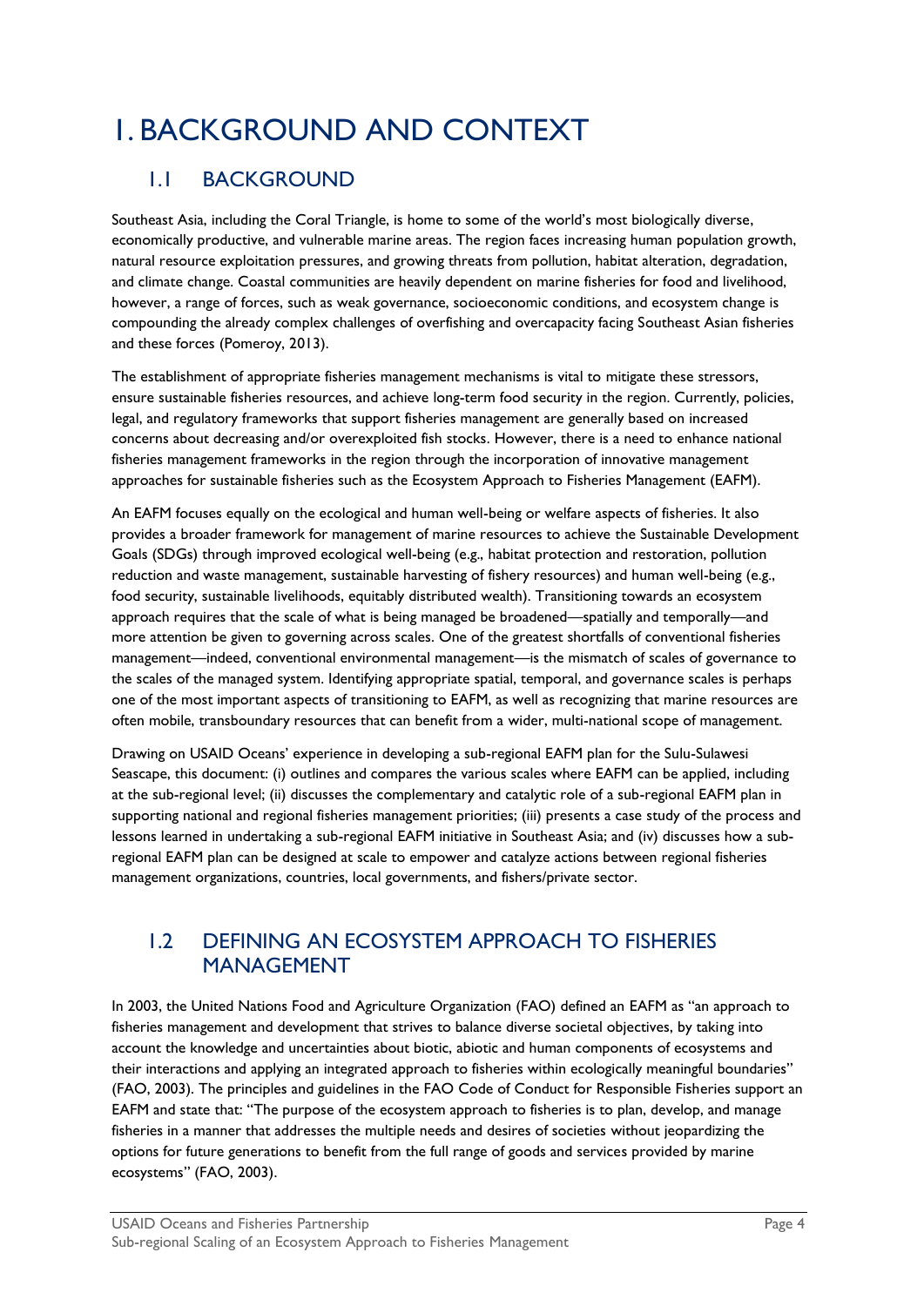# 1. BACKGROUND AND CONTEXT

## 1.1 BACKGROUND

Southeast Asia, including the Coral Triangle, is home to some of the world's most biologically diverse, economically productive, and vulnerable marine areas. The region faces increasing human population growth, natural resource exploitation pressures, and growing threats from pollution, habitat alteration, degradation, and climate change. Coastal communities are heavily dependent on marine fisheries for food and livelihood, however, a range of forces, such as weak governance, socioeconomic conditions, and ecosystem change is compounding the already complex challenges of overfishing and overcapacity facing Southeast Asian fisheries and these forces (Pomeroy, 2013).

The establishment of appropriate fisheries management mechanisms is vital to mitigate these stressors, ensure sustainable fisheries resources, and achieve long-term food security in the region. Currently, policies, legal, and regulatory frameworks that support fisheries management are generally based on increased concerns about decreasing and/or overexploited fish stocks. However, there is a need to enhance national fisheries management frameworks in the region through the incorporation of innovative management approaches for sustainable fisheries such as the Ecosystem Approach to Fisheries Management (EAFM).

An EAFM focuses equally on the ecological and human well-being or welfare aspects of fisheries. It also provides a broader framework for management of marine resources to achieve the Sustainable Development Goals (SDGs) through improved ecological well-being (e.g., habitat protection and restoration, pollution reduction and waste management, sustainable harvesting of fishery resources) and human well-being (e.g., food security, sustainable livelihoods, equitably distributed wealth). Transitioning towards an ecosystem approach requires that the scale of what is being managed be broadened—spatially and temporally—and more attention be given to governing across scales. One of the greatest shortfalls of conventional fisheries management—indeed, conventional environmental management—is the mismatch of scales of governance to the scales of the managed system. Identifying appropriate spatial, temporal, and governance scales is perhaps one of the most important aspects of transitioning to EAFM, as well as recognizing that marine resources are often mobile, transboundary resources that can benefit from a wider, multi-national scope of management.

Drawing on USAID Oceans' experience in developing a sub-regional EAFM plan for the Sulu-Sulawesi Seascape, this document: (i) outlines and compares the various scales where EAFM can be applied, including at the sub-regional level; (ii) discusses the complementary and catalytic role of a sub-regional EAFM plan in supporting national and regional fisheries management priorities; (iii) presents a case study of the process and lessons learned in undertaking a sub-regional EAFM initiative in Southeast Asia; and (iv) discusses how a sub-regional EAFM plan can be designed at scale to empower and catalyze actions between regional fisheries management organizations, countries, local governments, and fishers/private sector.

## 1.2 DEFINING AN ECOSYSTEM APPROACH TO FISHERIES MANAGEMENT

In 2003, the United Nations Food and Agriculture Organization (FAO) defined an EAFM as "an approach to fisheries management and development that strives to balance diverse societal objectives, by taking into account the knowledge and uncertainties about biotic, abiotic and human components of ecosystems and their interactions and applying an integrated approach to fisheries within ecologically meaningful boundaries" (FAO, 2003). The principles and guidelines in the FAO Code of Conduct for Responsible Fisheries support an EAFM and state that: "The purpose of the ecosystem approach to fisheries is to plan, develop, and manage fisheries in a manner that addresses the multiple needs and desires of societies without jeopardizing the options for future generations to benefit from the full range of goods and services provided by marine ecosystems" (FAO, 2003).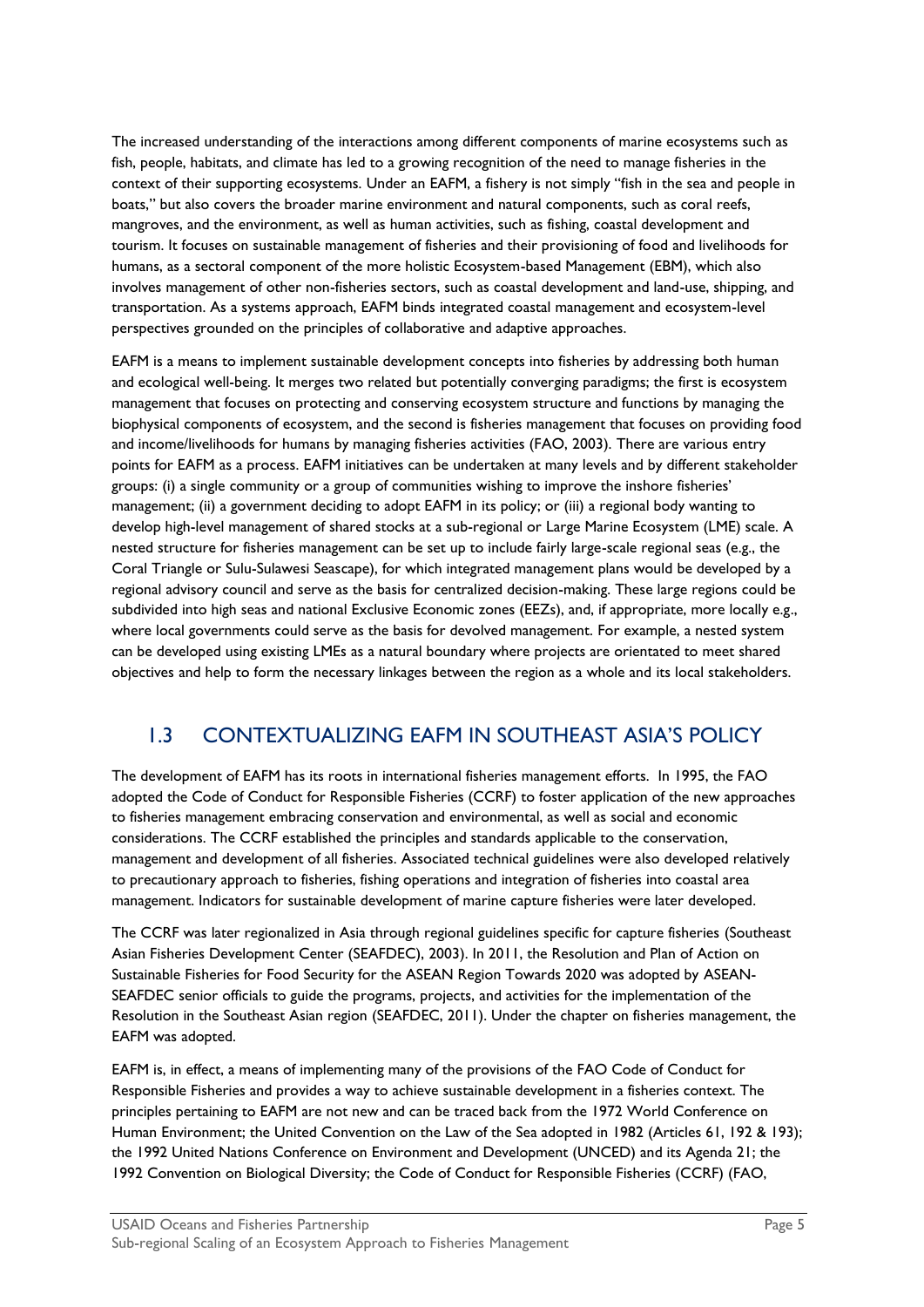The increased understanding of the interactions among different components of marine ecosystems such as fish, people, habitats, and climate has led to a growing recognition of the need to manage fisheries in the context of their supporting ecosystems. Under an EAFM, a fishery is not simply "fish in the sea and people in boats," but also covers the broader marine environment and natural components, such as coral reefs, mangroves, and the environment, as well as human activities, such as fishing, coastal development and tourism. It focuses on sustainable management of fisheries and their provisioning of food and livelihoods for humans, as a sectoral component of the more holistic Ecosystem-based Management (EBM), which also involves management of other non-fisheries sectors, such as coastal development and land-use, shipping, and transportation. As a systems approach, EAFM binds integrated coastal management and ecosystem-level perspectives grounded on the principles of collaborative and adaptive approaches.

EAFM is a means to implement sustainable development concepts into fisheries by addressing both human and ecological well-being. It merges two related but potentially converging paradigms; the first is ecosystem management that focuses on protecting and conserving ecosystem structure and functions by managing the biophysical components of ecosystem, and the second is fisheries management that focuses on providing food and income/livelihoods for humans by managing fisheries activities (FAO, 2003). There are various entry points for EAFM as a process. EAFM initiatives can be undertaken at many levels and by different stakeholder groups: (i) a single community or a group of communities wishing to improve the inshore fisheries' management; (ii) a government deciding to adopt EAFM in its policy; or (iii) a regional body wanting to develop high-level management of shared stocks at a sub-regional or Large Marine Ecosystem (LME) scale. A nested structure for fisheries management can be set up to include fairly large-scale regional seas (e.g., the Coral Triangle or Sulu-Sulawesi Seascape), for which integrated management plans would be developed by a regional advisory council and serve as the basis for centralized decision-making. These large regions could be subdivided into high seas and national Exclusive Economic zones (EEZs), and, if appropriate, more locally e.g., where local governments could serve as the basis for devolved management. For example, a nested system can be developed using existing LMEs as a natural boundary where projects are orientated to meet shared objectives and help to form the necessary linkages between the region as a whole and its local stakeholders.

## 1.3 CONTEXTUALIZING EAFM IN SOUTHEAST ASIA'S POLICY

The development of EAFM has its roots in international fisheries management efforts. In 1995, the FAO adopted the Code of Conduct for Responsible Fisheries (CCRF) to foster application of the new approaches to fisheries management embracing conservation and environmental, as well as social and economic considerations. The CCRF established the principles and standards applicable to the conservation, management and development of all fisheries. Associated technical guidelines were also developed relatively to precautionary approach to fisheries, fishing operations and integration of fisheries into coastal area management. Indicators for sustainable development of marine capture fisheries were later developed.

The CCRF was later regionalized in Asia through regional guidelines specific for capture fisheries (Southeast Asian Fisheries Development Center (SEAFDEC), 2003). In 2011, the Resolution and Plan of Action on Sustainable Fisheries for Food Security for the ASEAN Region Towards 2020 was adopted by ASEAN-SEAFDEC senior officials to guide the programs, projects, and activities for the implementation of the Resolution in the Southeast Asian region (SEAFDEC, 2011). Under the chapter on fisheries management, the EAFM was adopted.

EAFM is, in effect, a means of implementing many of the provisions of the FAO Code of Conduct for Responsible Fisheries and provides a way to achieve sustainable development in a fisheries context. The principles pertaining to EAFM are not new and can be traced back from the 1972 World Conference on Human Environment; the United Convention on the Law of the Sea adopted in 1982 (Articles 61, 192 & 193); the 1992 United Nations Conference on Environment and Development (UNCED) and its Agenda 21; the 1992 Convention on Biological Diversity; the Code of Conduct for Responsible Fisheries (CCRF) (FAO,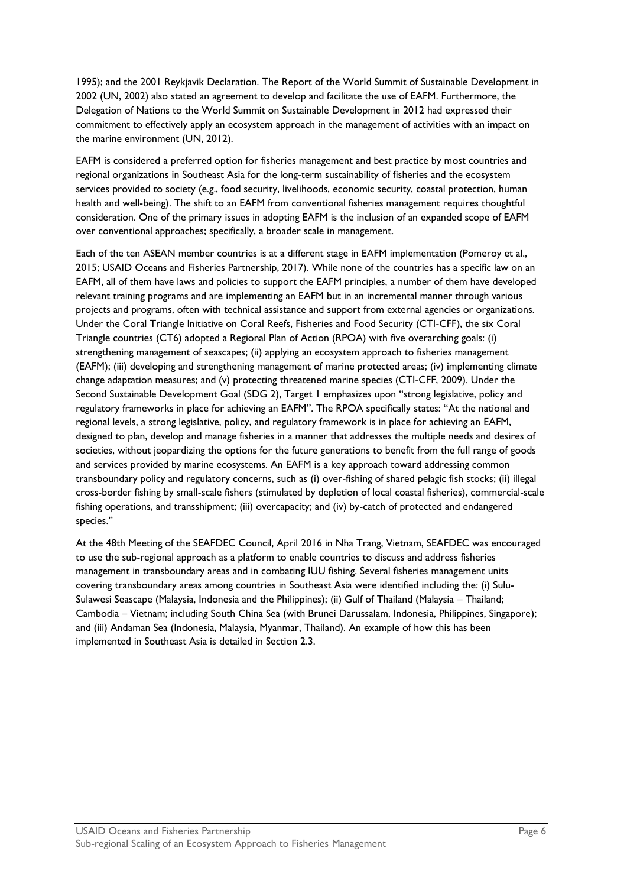1995); and the 2001 Reykjavik Declaration. The Report of the World Summit of Sustainable Development in 2002 (UN, 2002) also stated an agreement to develop and facilitate the use of EAFM. Furthermore, the Delegation of Nations to the World Summit on Sustainable Development in 2012 had expressed their commitment to effectively apply an ecosystem approach in the management of activities with an impact on the marine environment (UN, 2012).

EAFM is considered a preferred option for fisheries management and best practice by most countries and regional organizations in Southeast Asia for the long-term sustainability of fisheries and the ecosystem services provided to society (e.g., food security, livelihoods, economic security, coastal protection, human health and well-being). The shift to an EAFM from conventional fisheries management requires thoughtful consideration. One of the primary issues in adopting EAFM is the inclusion of an expanded scope of EAFM over conventional approaches; specifically, a broader scale in management.

Each of the ten ASEAN member countries is at a different stage in EAFM implementation (Pomeroy et al., 2015; USAID Oceans and Fisheries Partnership, 2017). While none of the countries has a specific law on an EAFM, all of them have laws and policies to support the EAFM principles, a number of them have developed relevant training programs and are implementing an EAFM but in an incremental manner through various projects and programs, often with technical assistance and support from external agencies or organizations. Under the Coral Triangle Initiative on Coral Reefs, Fisheries and Food Security (CTI-CFF), the six Coral Triangle countries (CT6) adopted a Regional Plan of Action (RPOA) with five overarching goals: (i) strengthening management of seascapes; (ii) applying an ecosystem approach to fisheries management (EAFM); (iii) developing and strengthening management of marine protected areas; (iv) implementing climate change adaptation measures; and (v) protecting threatened marine species (CTI-CFF, 2009). Under the Second Sustainable Development Goal (SDG 2), Target 1 emphasizes upon "strong legislative, policy and regulatory frameworks in place for achieving an EAFM". The RPOA specifically states: "At the national and regional levels, a strong legislative, policy, and regulatory framework is in place for achieving an EAFM, designed to plan, develop and manage fisheries in a manner that addresses the multiple needs and desires of societies, without jeopardizing the options for the future generations to benefit from the full range of goods and services provided by marine ecosystems. An EAFM is a key approach toward addressing common transboundary policy and regulatory concerns, such as (i) over-fishing of shared pelagic fish stocks; (ii) illegal cross-border fishing by small-scale fishers (stimulated by depletion of local coastal fisheries), commercial-scale fishing operations, and transshipment; (iii) overcapacity; and (iv) by-catch of protected and endangered species."

At the 48th Meeting of the SEAFDEC Council, April 2016 in Nha Trang, Vietnam, SEAFDEC was encouraged to use the sub-regional approach as a platform to enable countries to discuss and address fisheries management in transboundary areas and in combating IUU fishing. Several fisheries management units covering transboundary areas among countries in Southeast Asia were identified including the: (i) Sulu-Sulawesi Seascape (Malaysia, Indonesia and the Philippines); (ii) Gulf of Thailand (Malaysia – Thailand; Cambodia – Vietnam; including South China Sea (with Brunei Darussalam, Indonesia, Philippines, Singapore); and (iii) Andaman Sea (Indonesia, Malaysia, Myanmar, Thailand). An example of how this has been implemented in Southeast Asia is detailed in Section 2.3.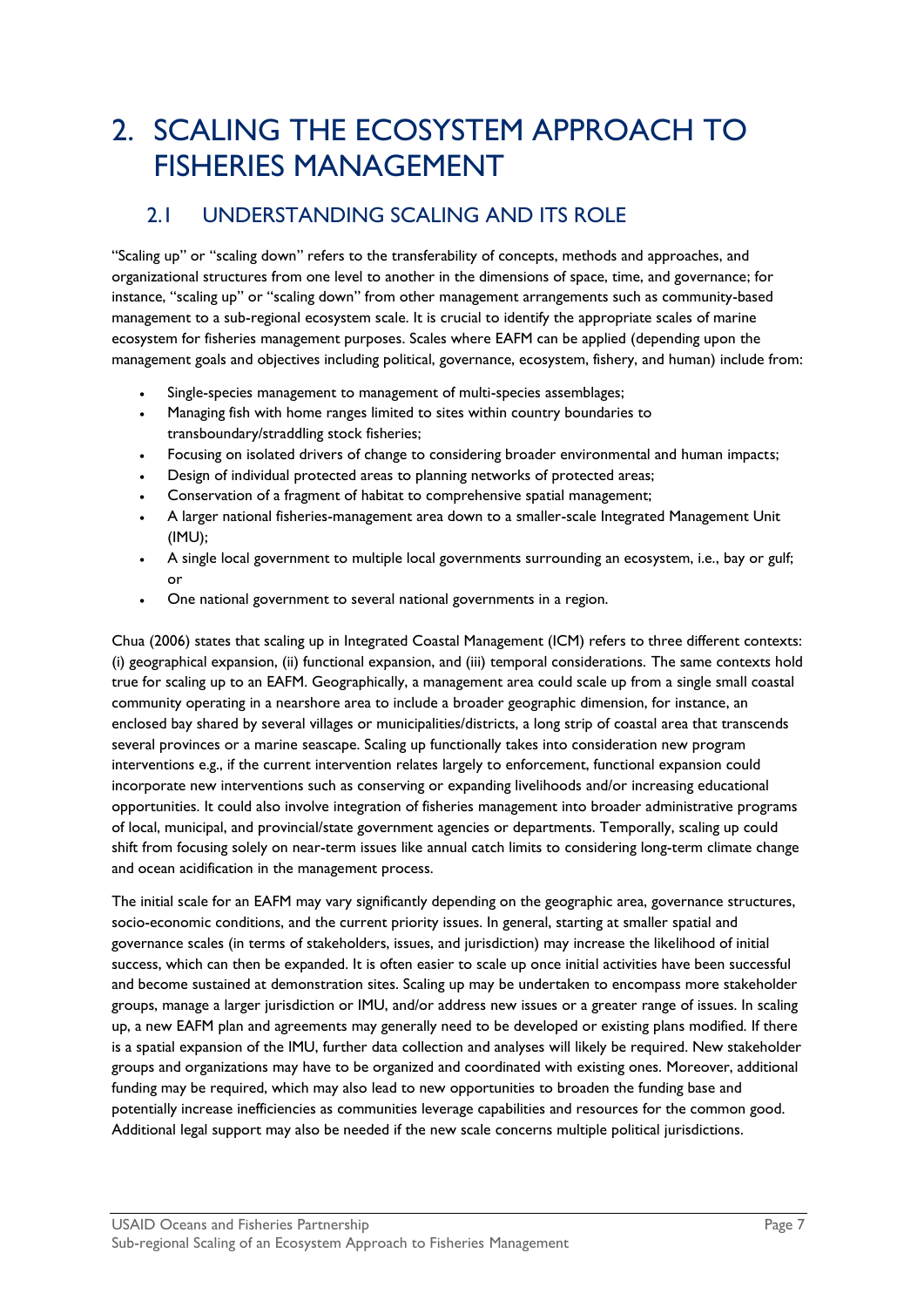# 2. SCALING THE ECOSYSTEM APPROACH TO FISHERIES MANAGEMENT

## 2.1 UNDERSTANDING SCALING AND ITS ROLE

"Scaling up" or "scaling down" refers to the transferability of concepts, methods and approaches, and organizational structures from one level to another in the dimensions of space, time, and governance; for instance, "scaling up" or "scaling down" from other management arrangements such as community-based management to a sub-regional ecosystem scale. It is crucial to identify the appropriate scales of marine ecosystem for fisheries management purposes. Scales where EAFM can be applied (depending upon the management goals and objectives including political, governance, ecosystem, fishery, and human) include from:

- Single-species management to management of multi-species assemblages;
- Managing fish with home ranges limited to sites within country boundaries to transboundary/straddling stock fisheries;
- Focusing on isolated drivers of change to considering broader environmental and human impacts;
- Design of individual protected areas to planning networks of protected areas;
- Conservation of a fragment of habitat to comprehensive spatial management;
- A larger national fisheries-management area down to a smaller-scale Integrated Management Unit (IMU);
- A single local government to multiple local governments surrounding an ecosystem, i.e., bay or gulf; or
- One national government to several national governments in a region.

Chua (2006) states that scaling up in Integrated Coastal Management (ICM) refers to three different contexts: (i) geographical expansion, (ii) functional expansion, and (iii) temporal considerations. The same contexts hold true for scaling up to an EAFM. Geographically, a management area could scale up from a single small coastal community operating in a nearshore area to include a broader geographic dimension, for instance, an enclosed bay shared by several villages or municipalities/districts, a long strip of coastal area that transcends several provinces or a marine seascape. Scaling up functionally takes into consideration new program interventions e.g., if the current intervention relates largely to enforcement, functional expansion could incorporate new interventions such as conserving or expanding livelihoods and/or increasing educational opportunities. It could also involve integration of fisheries management into broader administrative programs of local, municipal, and provincial/state government agencies or departments. Temporally, scaling up could shift from focusing solely on near-term issues like annual catch limits to considering long-term climate change and ocean acidification in the management process.

The initial scale for an EAFM may vary significantly depending on the geographic area, governance structures, socio-economic conditions, and the current priority issues. In general, starting at smaller spatial and governance scales (in terms of stakeholders, issues, and jurisdiction) may increase the likelihood of initial success, which can then be expanded. It is often easier to scale up once initial activities have been successful and become sustained at demonstration sites. Scaling up may be undertaken to encompass more stakeholder groups, manage a larger jurisdiction or IMU, and/or address new issues or a greater range of issues. In scaling up, a new EAFM plan and agreements may generally need to be developed or existing plans modified. If there is a spatial expansion of the IMU, further data collection and analyses will likely be required. New stakeholder groups and organizations may have to be organized and coordinated with existing ones. Moreover, additional funding may be required, which may also lead to new opportunities to broaden the funding base and potentially increase inefficiencies as communities leverage capabilities and resources for the common good. Additional legal support may also be needed if the new scale concerns multiple political jurisdictions.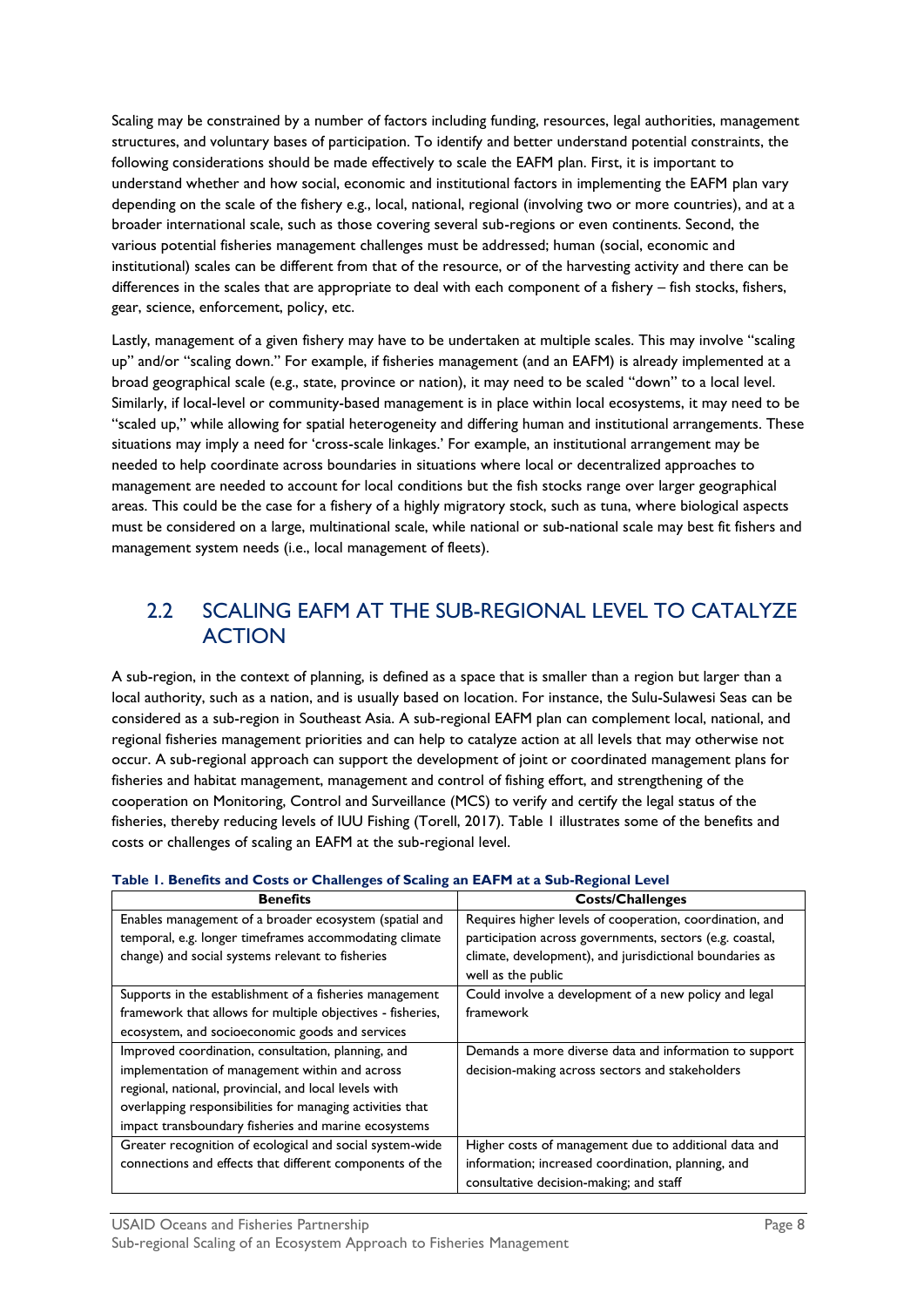Scaling may be constrained by a number of factors including funding, resources, legal authorities, management structures, and voluntary bases of participation. To identify and better understand potential constraints, the following considerations should be made effectively to scale the EAFM plan. First, it is important to understand whether and how social, economic and institutional factors in implementing the EAFM plan vary depending on the scale of the fishery e.g., local, national, regional (involving two or more countries), and at a broader international scale, such as those covering several sub-regions or even continents. Second, the various potential fisheries management challenges must be addressed; human (social, economic and institutional) scales can be different from that of the resource, or of the harvesting activity and there can be differences in the scales that are appropriate to deal with each component of a fishery – fish stocks, fishers, gear, science, enforcement, policy, etc.

Lastly, management of a given fishery may have to be undertaken at multiple scales. This may involve "scaling up" and/or "scaling down." For example, if fisheries management (and an EAFM) is already implemented at a broad geographical scale (e.g., state, province or nation), it may need to be scaled "down" to a local level. Similarly, if local-level or community-based management is in place within local ecosystems, it may need to be "scaled up," while allowing for spatial heterogeneity and differing human and institutional arrangements. These situations may imply a need for 'cross-scale linkages.' For example, an institutional arrangement may be needed to help coordinate across boundaries in situations where local or decentralized approaches to management are needed to account for local conditions but the fish stocks range over larger geographical areas. This could be the case for a fishery of a highly migratory stock, such as tuna, where biological aspects must be considered on a large, multinational scale, while national or sub-national scale may best fit fishers and management system needs (i.e., local management of fleets).

## 2.2 SCALING EAFM AT THE SUB-REGIONAL LEVEL TO CATALYZE ACTION

A sub-region, in the context of planning, is defined as a space that is smaller than a region but larger than a local authority, such as a nation, and is usually based on location. For instance, the Sulu-Sulawesi Seas can be considered as a sub-region in Southeast Asia. A sub-regional EAFM plan can complement local, national, and regional fisheries management priorities and can help to catalyze action at all levels that may otherwise not occur. A sub-regional approach can support the development of joint or coordinated management plans for fisheries and habitat management, management and control of fishing effort, and strengthening of the cooperation on Monitoring, Control and Surveillance (MCS) to verify and certify the legal status of the fisheries, thereby reducing levels of IUU Fishing (Torell, 2017). Table 1 illustrates some of the benefits and costs or challenges of scaling an EAFM at the sub-regional level.

**Table 1. Benefits and Costs or Challenges of Scaling an EAFM at a Sub-Regional Level**

| Benefits | Costs/Challenges |
|---|---|
| Enables management of a broader ecosystem (spatial and temporal, e.g. longer timeframes accommodating climate change) and social systems relevant to fisheries | Requires higher levels of cooperation, coordination, and participation across governments, sectors (e.g. coastal, climate, development), and jurisdictional boundaries as well as the public |
| Supports in the establishment of a fisheries management framework that allows for multiple objectives - fisheries, ecosystem, and socioeconomic goods and services | Could involve a development of a new policy and legal framework |
| Improved coordination, consultation, planning, and implementation of management within and across regional, national, provincial, and local levels with overlapping responsibilities for managing activities that impact transboundary fisheries and marine ecosystems | Demands a more diverse data and information to support decision-making across sectors and stakeholders |
| Greater recognition of ecological and social system-wide connections and effects that different components of the | Higher costs of management due to additional data and information; increased coordination, planning, and consultative decision-making; and staff |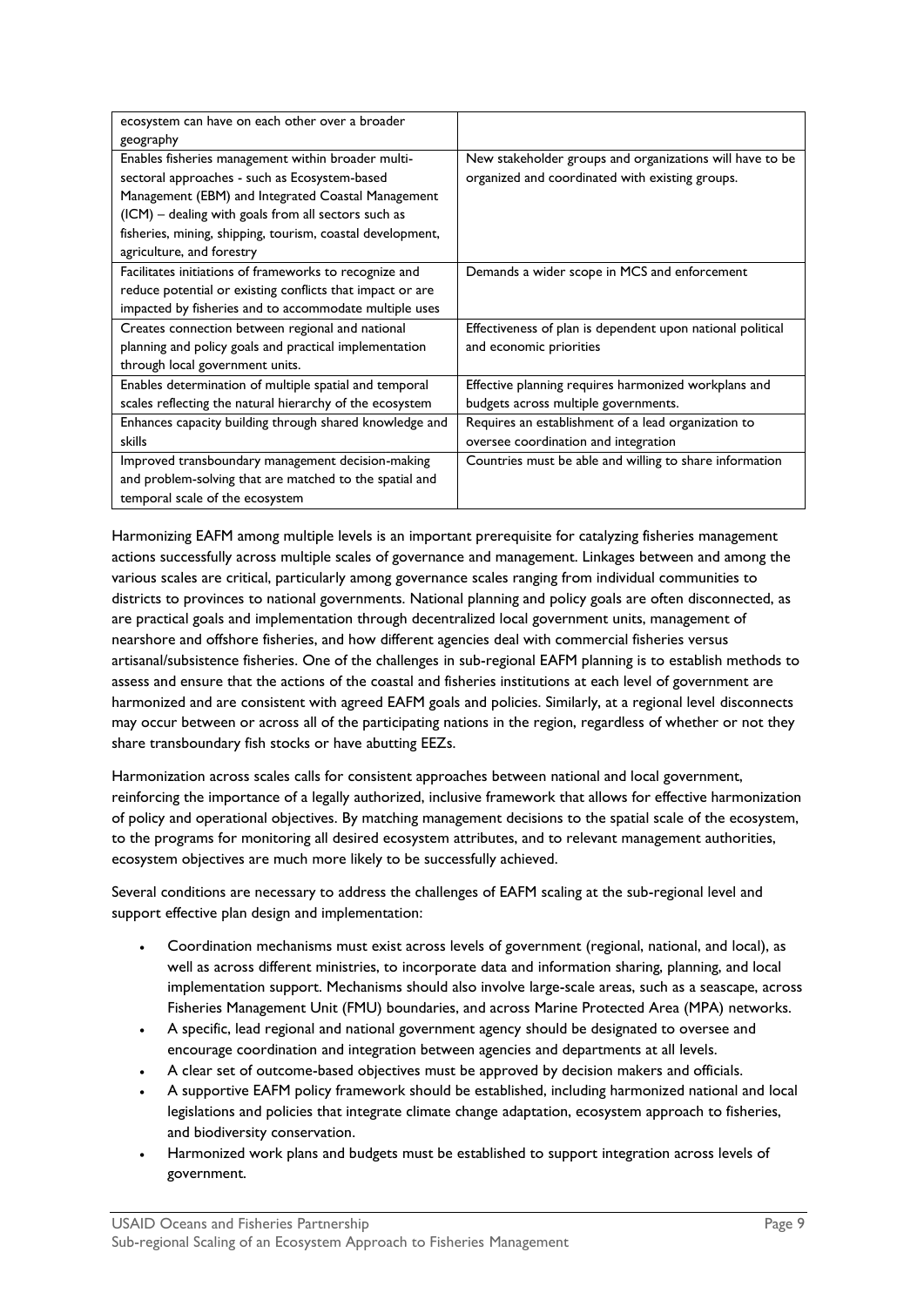| | |
|---|---|
| ecosystem can have on each other over a broader geography | |
| Enables fisheries management within broader multi-sectoral approaches - such as Ecosystem-based Management (EBM) and Integrated Coastal Management (ICM) – dealing with goals from all sectors such as fisheries, mining, shipping, tourism, coastal development, agriculture, and forestry | New stakeholder groups and organizations will have to be organized and coordinated with existing groups. |
| Facilitates initiations of frameworks to recognize and reduce potential or existing conflicts that impact or are impacted by fisheries and to accommodate multiple uses | Demands a wider scope in MCS and enforcement |
| Creates connection between regional and national planning and policy goals and practical implementation through local government units. | Effectiveness of plan is dependent upon national political and economic priorities |
| Enables determination of multiple spatial and temporal scales reflecting the natural hierarchy of the ecosystem | Effective planning requires harmonized workplans and budgets across multiple governments. |
| Enhances capacity building through shared knowledge and skills | Requires an establishment of a lead organization to oversee coordination and integration |
| Improved transboundary management decision-making and problem-solving that are matched to the spatial and temporal scale of the ecosystem | Countries must be able and willing to share information |

Harmonizing EAFM among multiple levels is an important prerequisite for catalyzing fisheries management actions successfully across multiple scales of governance and management. Linkages between and among the various scales are critical, particularly among governance scales ranging from individual communities to districts to provinces to national governments. National planning and policy goals are often disconnected, as are practical goals and implementation through decentralized local government units, management of nearshore and offshore fisheries, and how different agencies deal with commercial fisheries versus artisanal/subsistence fisheries. One of the challenges in sub-regional EAFM planning is to establish methods to assess and ensure that the actions of the coastal and fisheries institutions at each level of government are harmonized and are consistent with agreed EAFM goals and policies. Similarly, at a regional level disconnects may occur between or across all of the participating nations in the region, regardless of whether or not they share transboundary fish stocks or have abutting EEZs.

Harmonization across scales calls for consistent approaches between national and local government, reinforcing the importance of a legally authorized, inclusive framework that allows for effective harmonization of policy and operational objectives. By matching management decisions to the spatial scale of the ecosystem, to the programs for monitoring all desired ecosystem attributes, and to relevant management authorities, ecosystem objectives are much more likely to be successfully achieved.

Several conditions are necessary to address the challenges of EAFM scaling at the sub-regional level and support effective plan design and implementation:

- Coordination mechanisms must exist across levels of government (regional, national, and local), as well as across different ministries, to incorporate data and information sharing, planning, and local implementation support. Mechanisms should also involve large-scale areas, such as a seascape, across Fisheries Management Unit (FMU) boundaries, and across Marine Protected Area (MPA) networks.
- A specific, lead regional and national government agency should be designated to oversee and encourage coordination and integration between agencies and departments at all levels.
- A clear set of outcome-based objectives must be approved by decision makers and officials.
- A supportive EAFM policy framework should be established, including harmonized national and local legislations and policies that integrate climate change adaptation, ecosystem approach to fisheries, and biodiversity conservation.
- Harmonized work plans and budgets must be established to support integration across levels of government.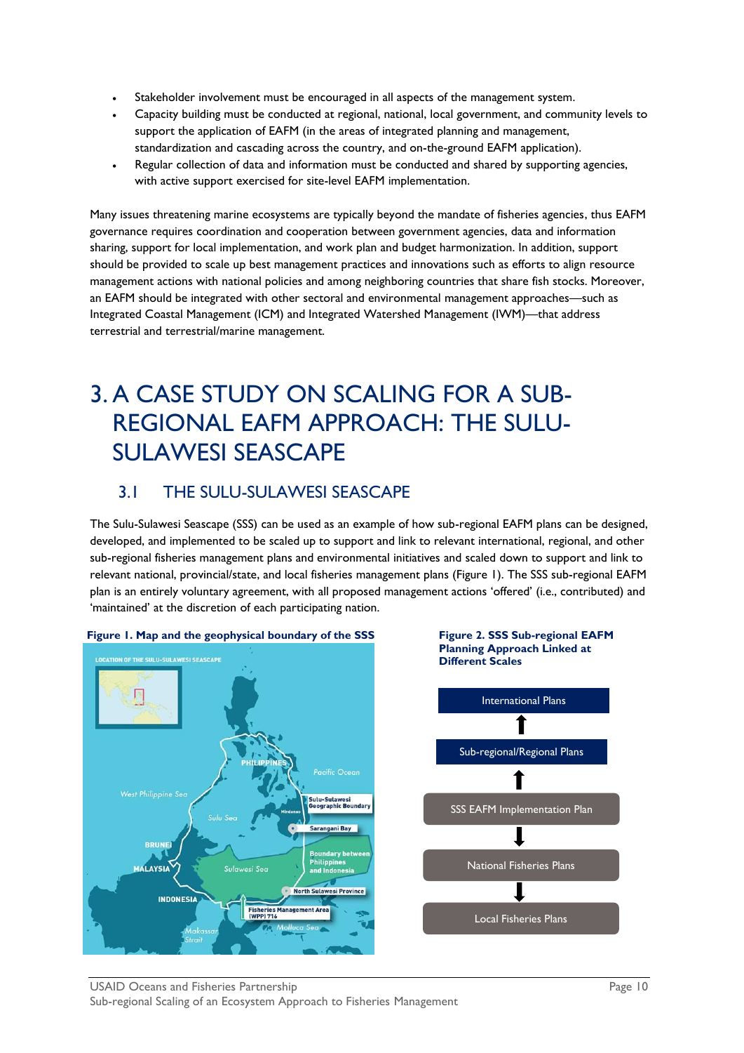- Stakeholder involvement must be encouraged in all aspects of the management system.
- Capacity building must be conducted at regional, national, local government, and community levels to support the application of EAFM (in the areas of integrated planning and management, standardization and cascading across the country, and on-the-ground EAFM application).
- Regular collection of data and information must be conducted and shared by supporting agencies, with active support exercised for site-level EAFM implementation.

Many issues threatening marine ecosystems are typically beyond the mandate of fisheries agencies, thus EAFM governance requires coordination and cooperation between government agencies, data and information sharing, support for local implementation, and work plan and budget harmonization. In addition, support should be provided to scale up best management practices and innovations such as efforts to align resource management actions with national policies and among neighboring countries that share fish stocks. Moreover, an EAFM should be integrated with other sectoral and environmental management approaches—such as Integrated Coastal Management (ICM) and Integrated Watershed Management (IWM)—that address terrestrial and terrestrial/marine management.

# 3. A CASE STUDY ON SCALING FOR A SUB-REGIONAL EAFM APPROACH: THE SULU-SULAWESI SEASCAPE

## 3.1 THE SULU-SULAWESI SEASCAPE

The Sulu-Sulawesi Seascape (SSS) can be used as an example of how sub-regional EAFM plans can be designed, developed, and implemented to be scaled up to support and link to relevant international, regional, and other sub-regional fisheries management plans and environmental initiatives and scaled down to support and link to relevant national, provincial/state, and local fisheries management plans (Figure 1). The SSS sub-regional EAFM plan is an entirely voluntary agreement, with all proposed management actions 'offered' (i.e., contributed) and 'maintained' at the discretion of each participating nation.

**Figure 1. Map and the geophysical boundary of the SSS**

**Figure 2. SSS Sub-regional EAFM Planning Approach Linked at Different Scales**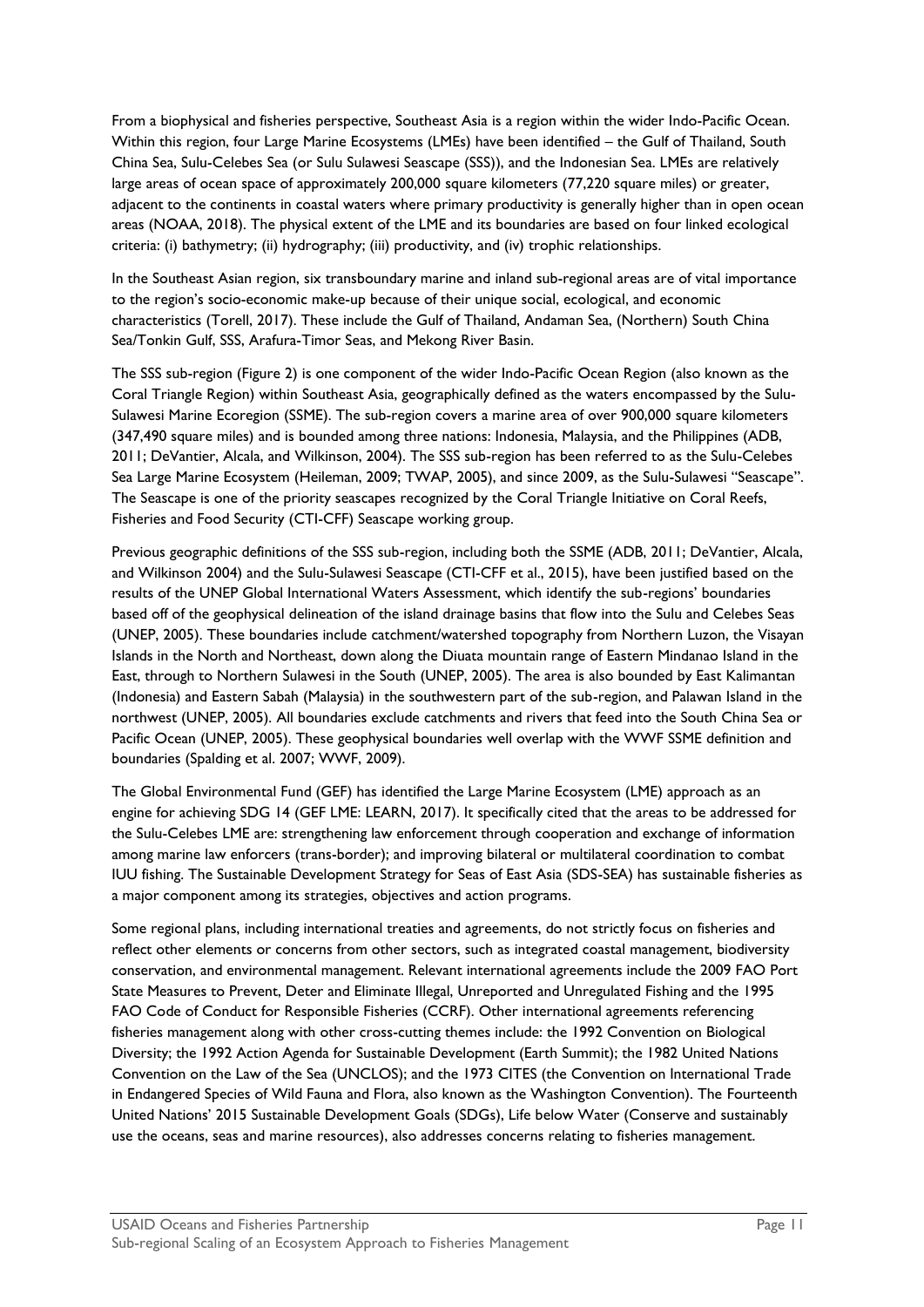From a biophysical and fisheries perspective, Southeast Asia is a region within the wider Indo-Pacific Ocean. Within this region, four Large Marine Ecosystems (LMEs) have been identified – the Gulf of Thailand, South China Sea, Sulu-Celebes Sea (or Sulu Sulawesi Seascape (SSS)), and the Indonesian Sea. LMEs are relatively large areas of ocean space of approximately 200,000 square kilometers (77,220 square miles) or greater, adjacent to the continents in coastal waters where primary productivity is generally higher than in open ocean areas (NOAA, 2018). The physical extent of the LME and its boundaries are based on four linked ecological criteria: (i) bathymetry; (ii) hydrography; (iii) productivity, and (iv) trophic relationships.

In the Southeast Asian region, six transboundary marine and inland sub-regional areas are of vital importance to the region's socio-economic make-up because of their unique social, ecological, and economic characteristics (Torell, 2017). These include the Gulf of Thailand, Andaman Sea, (Northern) South China Sea/Tonkin Gulf, SSS, Arafura-Timor Seas, and Mekong River Basin.

The SSS sub-region (Figure 2) is one component of the wider Indo-Pacific Ocean Region (also known as the Coral Triangle Region) within Southeast Asia, geographically defined as the waters encompassed by the Sulu-Sulawesi Marine Ecoregion (SSME). The sub-region covers a marine area of over 900,000 square kilometers (347,490 square miles) and is bounded among three nations: Indonesia, Malaysia, and the Philippines (ADB, 2011; DeVantier, Alcala, and Wilkinson, 2004). The SSS sub-region has been referred to as the Sulu-Celebes Sea Large Marine Ecosystem (Heileman, 2009; TWAP, 2005), and since 2009, as the Sulu-Sulawesi "Seascape". The Seascape is one of the priority seascapes recognized by the Coral Triangle Initiative on Coral Reefs, Fisheries and Food Security (CTI-CFF) Seascape working group.

Previous geographic definitions of the SSS sub-region, including both the SSME (ADB, 2011; DeVantier, Alcala, and Wilkinson 2004) and the Sulu-Sulawesi Seascape (CTI-CFF et al., 2015), have been justified based on the results of the UNEP Global International Waters Assessment, which identify the sub-regions' boundaries based off of the geophysical delineation of the island drainage basins that flow into the Sulu and Celebes Seas (UNEP, 2005). These boundaries include catchment/watershed topography from Northern Luzon, the Visayan Islands in the North and Northeast, down along the Diuata mountain range of Eastern Mindanao Island in the East, through to Northern Sulawesi in the South (UNEP, 2005). The area is also bounded by East Kalimantan (Indonesia) and Eastern Sabah (Malaysia) in the southwestern part of the sub-region, and Palawan Island in the northwest (UNEP, 2005). All boundaries exclude catchments and rivers that feed into the South China Sea or Pacific Ocean (UNEP, 2005). These geophysical boundaries well overlap with the WWF SSME definition and boundaries (Spalding et al. 2007; WWF, 2009).

The Global Environmental Fund (GEF) has identified the Large Marine Ecosystem (LME) approach as an engine for achieving SDG 14 (GEF LME: LEARN, 2017). It specifically cited that the areas to be addressed for the Sulu-Celebes LME are: strengthening law enforcement through cooperation and exchange of information among marine law enforcers (trans-border); and improving bilateral or multilateral coordination to combat IUU fishing. The Sustainable Development Strategy for Seas of East Asia (SDS-SEA) has sustainable fisheries as a major component among its strategies, objectives and action programs.

Some regional plans, including international treaties and agreements, do not strictly focus on fisheries and reflect other elements or concerns from other sectors, such as integrated coastal management, biodiversity conservation, and environmental management. Relevant international agreements include the 2009 FAO Port State Measures to Prevent, Deter and Eliminate Illegal, Unreported and Unregulated Fishing and the 1995 FAO Code of Conduct for Responsible Fisheries (CCRF). Other international agreements referencing fisheries management along with other cross-cutting themes include: the 1992 Convention on Biological Diversity; the 1992 Action Agenda for Sustainable Development (Earth Summit); the 1982 United Nations Convention on the Law of the Sea (UNCLOS); and the 1973 CITES (the Convention on International Trade in Endangered Species of Wild Fauna and Flora, also known as the Washington Convention). The Fourteenth United Nations' 2015 Sustainable Development Goals (SDGs), Life below Water (Conserve and sustainably use the oceans, seas and marine resources), also addresses concerns relating to fisheries management.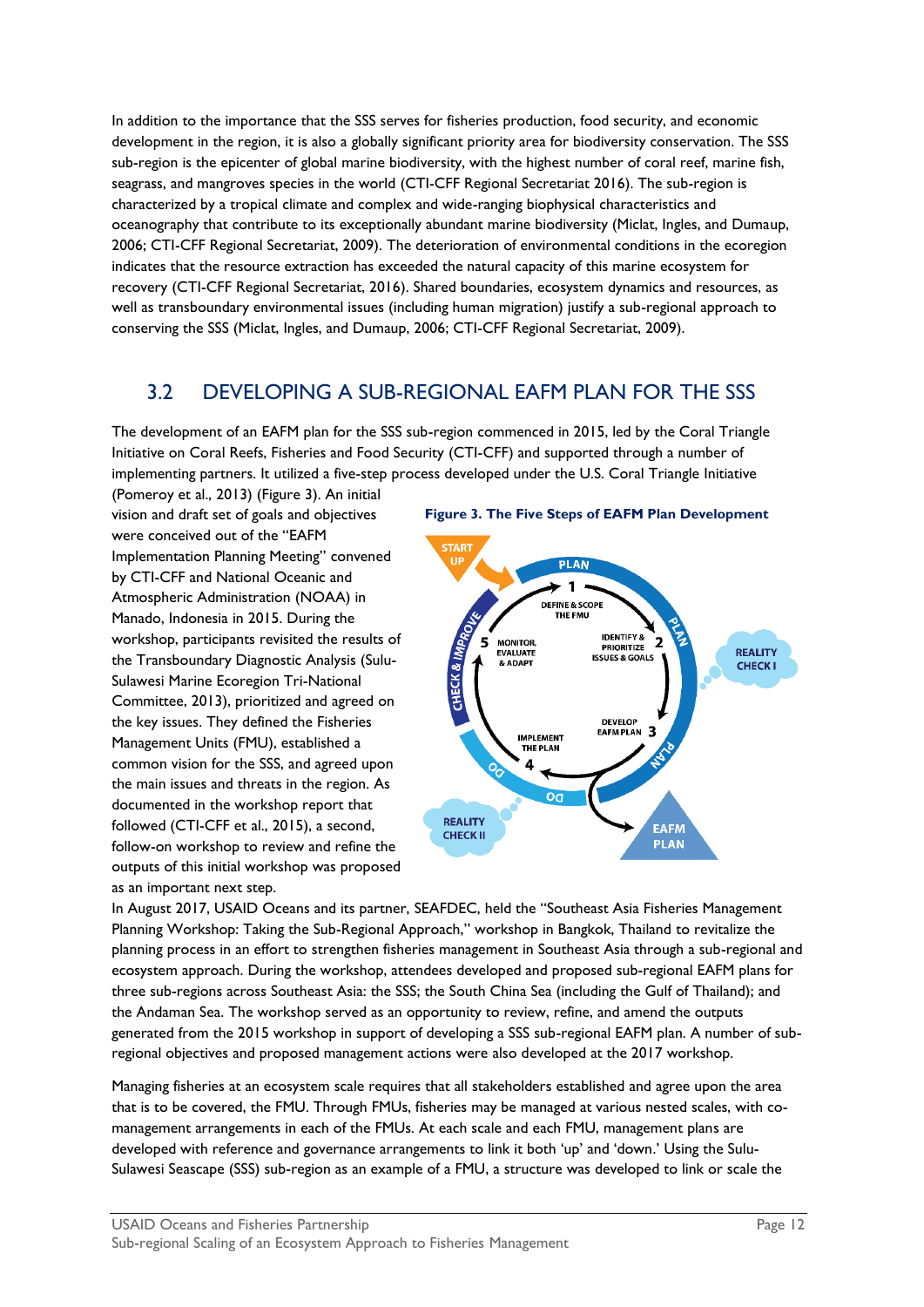In addition to the importance that the SSS serves for fisheries production, food security, and economic development in the region, it is also a globally significant priority area for biodiversity conservation. The SSS sub-region is the epicenter of global marine biodiversity, with the highest number of coral reef, marine fish, seagrass, and mangroves species in the world (CTI-CFF Regional Secretariat 2016). The sub-region is characterized by a tropical climate and complex and wide-ranging biophysical characteristics and oceanography that contribute to its exceptionally abundant marine biodiversity (Miclat, Ingles, and Dumaup, 2006; CTI-CFF Regional Secretariat, 2009). The deterioration of environmental conditions in the ecoregion indicates that the resource extraction has exceeded the natural capacity of this marine ecosystem for recovery (CTI-CFF Regional Secretariat, 2016). Shared boundaries, ecosystem dynamics and resources, as well as transboundary environmental issues (including human migration) justify a sub-regional approach to conserving the SSS (Miclat, Ingles, and Dumaup, 2006; CTI-CFF Regional Secretariat, 2009).

## 3.2 DEVELOPING A SUB-REGIONAL EAFM PLAN FOR THE SSS

The development of an EAFM plan for the SSS sub-region commenced in 2015, led by the Coral Triangle Initiative on Coral Reefs, Fisheries and Food Security (CTI-CFF) and supported through a number of implementing partners. It utilized a five-step process developed under the U.S. Coral Triangle Initiative (Pomeroy et al., 2013) (Figure 3). An initial vision and draft set of goals and objectives were conceived out of the "EAFM Implementation Planning Meeting" convened by CTI-CFF and National Oceanic and Atmospheric Administration (NOAA) in Manado, Indonesia in 2015. During the workshop, participants revisited the results of the Transboundary Diagnostic Analysis (Sulu-Sulawesi Marine Ecoregion Tri-National Committee, 2013), prioritized and agreed on the key issues. They defined the Fisheries Management Units (FMU), established a common vision for the SSS, and agreed upon the main issues and threats in the region. As documented in the workshop report that followed (CTI-CFF et al., 2015), a second, follow-on workshop to review and refine the outputs of this initial workshop was proposed as an important next step.

**Figure 3. The Five Steps of EAFM Plan Development**

In August 2017, USAID Oceans and its partner, SEAFDEC, held the "Southeast Asia Fisheries Management Planning Workshop: Taking the Sub-Regional Approach," workshop in Bangkok, Thailand to revitalize the planning process in an effort to strengthen fisheries management in Southeast Asia through a sub-regional and ecosystem approach. During the workshop, attendees developed and proposed sub-regional EAFM plans for three sub-regions across Southeast Asia: the SSS; the South China Sea (including the Gulf of Thailand); and the Andaman Sea. The workshop served as an opportunity to review, refine, and amend the outputs generated from the 2015 workshop in support of developing a SSS sub-regional EAFM plan. A number of sub-regional objectives and proposed management actions were also developed at the 2017 workshop.

Managing fisheries at an ecosystem scale requires that all stakeholders established and agree upon the area that is to be covered, the FMU. Through FMUs, fisheries may be managed at various nested scales, with co-management arrangements in each of the FMUs. At each scale and each FMU, management plans are developed with reference and governance arrangements to link it both 'up' and 'down.' Using the Sulu-Sulawesi Seascape (SSS) sub-region as an example of a FMU, a structure was developed to link or scale the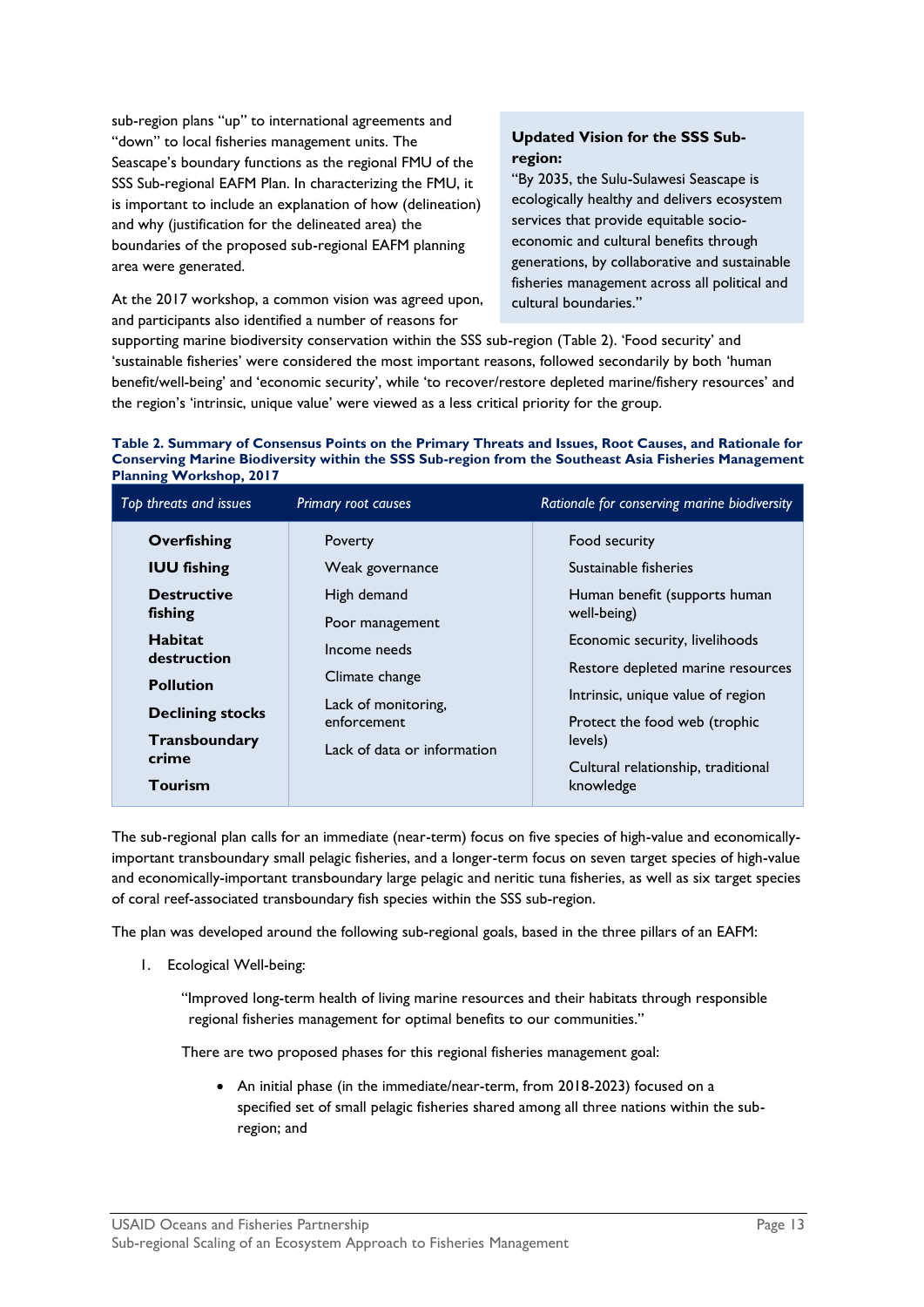sub-region plans "up" to international agreements and "down" to local fisheries management units. The Seascape's boundary functions as the regional FMU of the SSS Sub-regional EAFM Plan. In characterizing the FMU, it is important to include an explanation of how (delineation) and why (justification for the delineated area) the boundaries of the proposed sub-regional EAFM planning area were generated.

**Updated Vision for the SSS Sub-region:**

"By 2035, the Sulu-Sulawesi Seascape is ecologically healthy and delivers ecosystem services that provide equitable socio-economic and cultural benefits through generations, by collaborative and sustainable fisheries management across all political and cultural boundaries."

At the 2017 workshop, a common vision was agreed upon, and participants also identified a number of reasons for supporting marine biodiversity conservation within the SSS sub-region (Table 2). 'Food security' and 'sustainable fisheries' were considered the most important reasons, followed secondarily by both 'human benefit/well-being' and 'economic security', while 'to recover/restore depleted marine/fishery resources' and the region's 'intrinsic, unique value' were viewed as a less critical priority for the group.

**Table 2. Summary of Consensus Points on the Primary Threats and Issues, Root Causes, and Rationale for Conserving Marine Biodiversity within the SSS Sub-region from the Southeast Asia Fisheries Management Planning Workshop, 2017**

| *Top threats and issues* | *Primary root causes* | *Rationale for conserving marine biodiversity* |
|---|---|---|
| **Overfishing** | Poverty | Food security |
| **IUU fishing** | Weak governance | Sustainable fisheries |
| **Destructive fishing** | High demand | Human benefit (supports human well-being) |
| **Habitat destruction** | Poor management | Economic security, livelihoods |
| **Pollution** | Income needs | Restore depleted marine resources |
| **Declining stocks** | Climate change | Intrinsic, unique value of region |
| **Transboundary crime** | Lack of monitoring, enforcement | Protect the food web (trophic levels) |
| **Tourism** | Lack of data or information | Cultural relationship, traditional knowledge |

The sub-regional plan calls for an immediate (near-term) focus on five species of high-value and economically-important transboundary small pelagic fisheries, and a longer-term focus on seven target species of high-value and economically-important transboundary large pelagic and neritic tuna fisheries, as well as six target species of coral reef-associated transboundary fish species within the SSS sub-region.

The plan was developed around the following sub-regional goals, based in the three pillars of an EAFM:

1. Ecological Well-being:

   "Improved long-term health of living marine resources and their habitats through responsible regional fisheries management for optimal benefits to our communities."

   There are two proposed phases for this regional fisheries management goal:

   - An initial phase (in the immediate/near-term, from 2018-2023) focused on a specified set of small pelagic fisheries shared among all three nations within the sub-region; and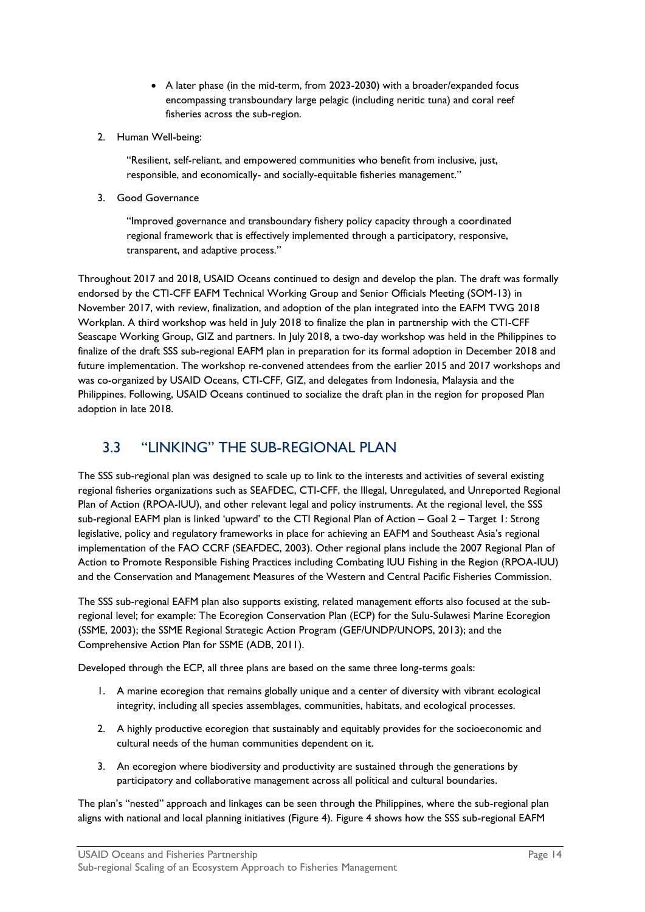- A later phase (in the mid-term, from 2023-2030) with a broader/expanded focus encompassing transboundary large pelagic (including neritic tuna) and coral reef fisheries across the sub-region.

2. Human Well-being:

   "Resilient, self-reliant, and empowered communities who benefit from inclusive, just, responsible, and economically- and socially-equitable fisheries management."

3. Good Governance

   "Improved governance and transboundary fishery policy capacity through a coordinated regional framework that is effectively implemented through a participatory, responsive, transparent, and adaptive process."

Throughout 2017 and 2018, USAID Oceans continued to design and develop the plan. The draft was formally endorsed by the CTI-CFF EAFM Technical Working Group and Senior Officials Meeting (SOM-13) in November 2017, with review, finalization, and adoption of the plan integrated into the EAFM TWG 2018 Workplan. A third workshop was held in July 2018 to finalize the plan in partnership with the CTI-CFF Seascape Working Group, GIZ and partners. In July 2018, a two-day workshop was held in the Philippines to finalize of the draft SSS sub-regional EAFM plan in preparation for its formal adoption in December 2018 and future implementation. The workshop re-convened attendees from the earlier 2015 and 2017 workshops and was co-organized by USAID Oceans, CTI-CFF, GIZ, and delegates from Indonesia, Malaysia and the Philippines. Following, USAID Oceans continued to socialize the draft plan in the region for proposed Plan adoption in late 2018.

## 3.3 "LINKING" THE SUB-REGIONAL PLAN

The SSS sub-regional plan was designed to scale up to link to the interests and activities of several existing regional fisheries organizations such as SEAFDEC, CTI-CFF, the Illegal, Unregulated, and Unreported Regional Plan of Action (RPOA-IUU), and other relevant legal and policy instruments. At the regional level, the SSS sub-regional EAFM plan is linked 'upward' to the CTI Regional Plan of Action – Goal 2 – Target 1: Strong legislative, policy and regulatory frameworks in place for achieving an EAFM and Southeast Asia's regional implementation of the FAO CCRF (SEAFDEC, 2003). Other regional plans include the 2007 Regional Plan of Action to Promote Responsible Fishing Practices including Combating IUU Fishing in the Region (RPOA-IUU) and the Conservation and Management Measures of the Western and Central Pacific Fisheries Commission.

The SSS sub-regional EAFM plan also supports existing, related management efforts also focused at the sub-regional level; for example: The Ecoregion Conservation Plan (ECP) for the Sulu-Sulawesi Marine Ecoregion (SSME, 2003); the SSME Regional Strategic Action Program (GEF/UNDP/UNOPS, 2013); and the Comprehensive Action Plan for SSME (ADB, 2011).

Developed through the ECP, all three plans are based on the same three long-terms goals:

1. A marine ecoregion that remains globally unique and a center of diversity with vibrant ecological integrity, including all species assemblages, communities, habitats, and ecological processes.
2. A highly productive ecoregion that sustainably and equitably provides for the socioeconomic and cultural needs of the human communities dependent on it.
3. An ecoregion where biodiversity and productivity are sustained through the generations by participatory and collaborative management across all political and cultural boundaries.

The plan's "nested" approach and linkages can be seen through the Philippines, where the sub-regional plan aligns with national and local planning initiatives (Figure 4). Figure 4 shows how the SSS sub-regional EAFM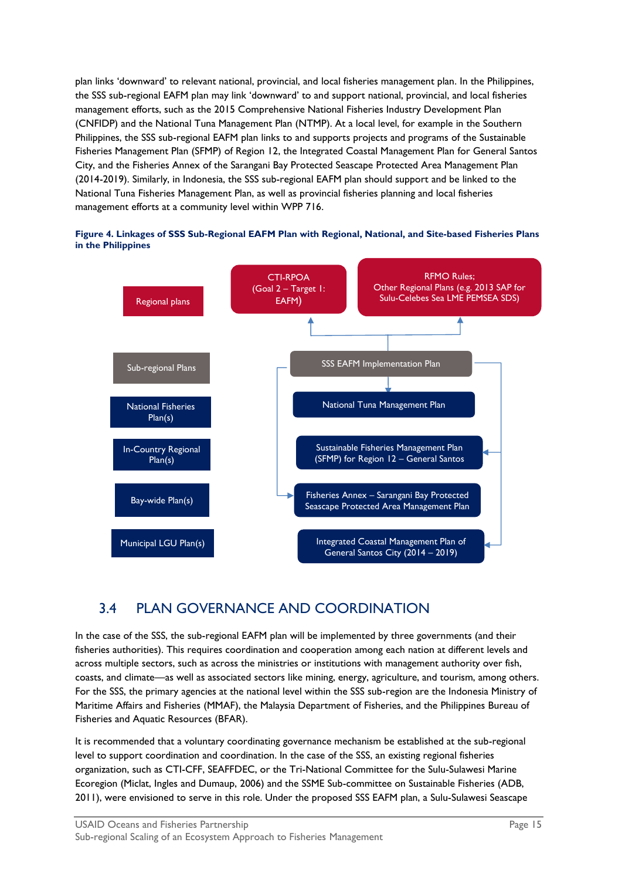plan links 'downward' to relevant national, provincial, and local fisheries management plan. In the Philippines, the SSS sub-regional EAFM plan may link 'downward' to and support national, provincial, and local fisheries management efforts, such as the 2015 Comprehensive National Fisheries Industry Development Plan (CNFIDP) and the National Tuna Management Plan (NTMP). At a local level, for example in the Southern Philippines, the SSS sub-regional EAFM plan links to and supports projects and programs of the Sustainable Fisheries Management Plan (SFMP) of Region 12, the Integrated Coastal Management Plan for General Santos City, and the Fisheries Annex of the Sarangani Bay Protected Seascape Protected Area Management Plan (2014-2019). Similarly, in Indonesia, the SSS sub-regional EAFM plan should support and be linked to the National Tuna Fisheries Management Plan, as well as provincial fisheries planning and local fisheries management efforts at a community level within WPP 716.

**Figure 4. Linkages of SSS Sub-Regional EAFM Plan with Regional, National, and Site-based Fisheries Plans in the Philippines**

Regional plans

CTI-RPOA (Goal 2 – Target 1: EAFM)

RFMO Rules; Other Regional Plans (e.g. 2013 SAP for Sulu-Celebes Sea LME PEMSEA SDS)

Sub-regional Plans

SSS EAFM Implementation Plan

National Fisheries Plan(s)

National Tuna Management Plan

In-Country Regional Plan(s)

Sustainable Fisheries Management Plan (SFMP) for Region 12 – General Santos

Bay-wide Plan(s)

Fisheries Annex – Sarangani Bay Protected Seascape Protected Area Management Plan

Municipal LGU Plan(s)

Integrated Coastal Management Plan of General Santos City (2014 – 2019)

## 3.4 PLAN GOVERNANCE AND COORDINATION

In the case of the SSS, the sub-regional EAFM plan will be implemented by three governments (and their fisheries authorities). This requires coordination and cooperation among each nation at different levels and across multiple sectors, such as across the ministries or institutions with management authority over fish, coasts, and climate—as well as associated sectors like mining, energy, agriculture, and tourism, among others. For the SSS, the primary agencies at the national level within the SSS sub-region are the Indonesia Ministry of Maritime Affairs and Fisheries (MMAF), the Malaysia Department of Fisheries, and the Philippines Bureau of Fisheries and Aquatic Resources (BFAR).

It is recommended that a voluntary coordinating governance mechanism be established at the sub-regional level to support coordination and coordination. In the case of the SSS, an existing regional fisheries organization, such as CTI-CFF, SEAFFDEC, or the Tri-National Committee for the Sulu-Sulawesi Marine Ecoregion (Miclat, Ingles and Dumaup, 2006) and the SSME Sub-committee on Sustainable Fisheries (ADB, 2011), were envisioned to serve in this role. Under the proposed SSS EAFM plan, a Sulu-Sulawesi Seascape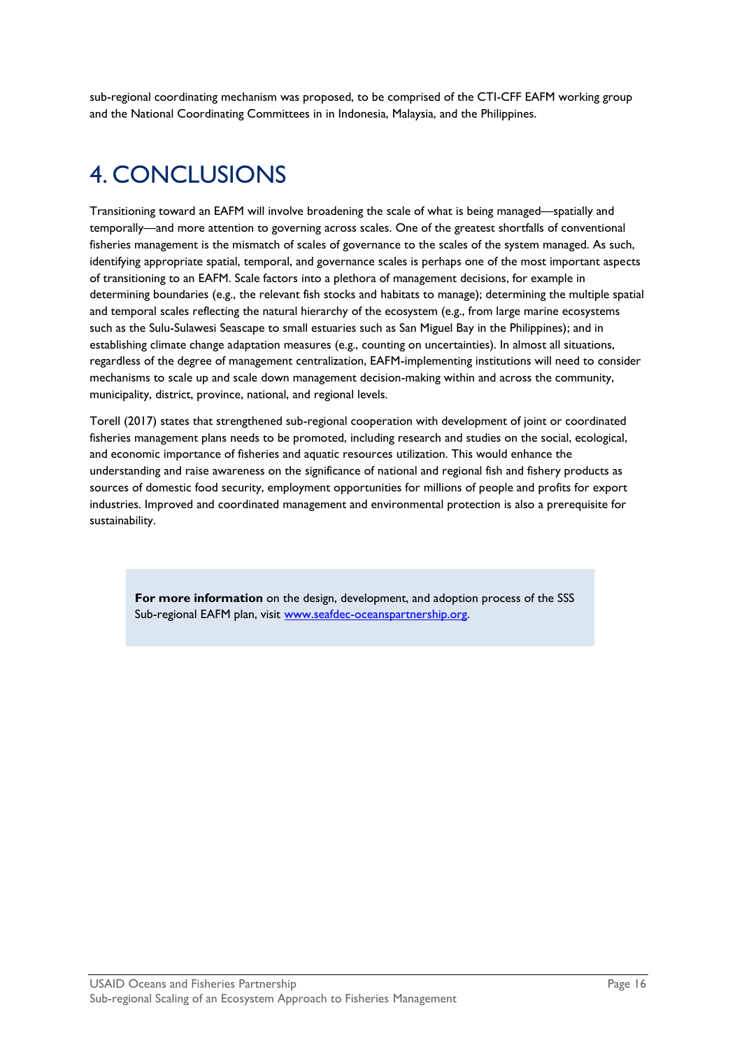sub-regional coordinating mechanism was proposed, to be comprised of the CTI-CFF EAFM working group and the National Coordinating Committees in in Indonesia, Malaysia, and the Philippines.

# 4. CONCLUSIONS

Transitioning toward an EAFM will involve broadening the scale of what is being managed—spatially and temporally—and more attention to governing across scales. One of the greatest shortfalls of conventional fisheries management is the mismatch of scales of governance to the scales of the system managed. As such, identifying appropriate spatial, temporal, and governance scales is perhaps one of the most important aspects of transitioning to an EAFM. Scale factors into a plethora of management decisions, for example in determining boundaries (e.g., the relevant fish stocks and habitats to manage); determining the multiple spatial and temporal scales reflecting the natural hierarchy of the ecosystem (e.g., from large marine ecosystems such as the Sulu-Sulawesi Seascape to small estuaries such as San Miguel Bay in the Philippines); and in establishing climate change adaptation measures (e.g., counting on uncertainties). In almost all situations, regardless of the degree of management centralization, EAFM-implementing institutions will need to consider mechanisms to scale up and scale down management decision-making within and across the community, municipality, district, province, national, and regional levels.

Torell (2017) states that strengthened sub-regional cooperation with development of joint or coordinated fisheries management plans needs to be promoted, including research and studies on the social, ecological, and economic importance of fisheries and aquatic resources utilization. This would enhance the understanding and raise awareness on the significance of national and regional fish and fishery products as sources of domestic food security, employment opportunities for millions of people and profits for export industries. Improved and coordinated management and environmental protection is also a prerequisite for sustainability.

**For more information** on the design, development, and adoption process of the SSS Sub-regional EAFM plan, visit [www.seafdec-oceanspartnership.org](http://www.seafdec-oceanspartnership.org).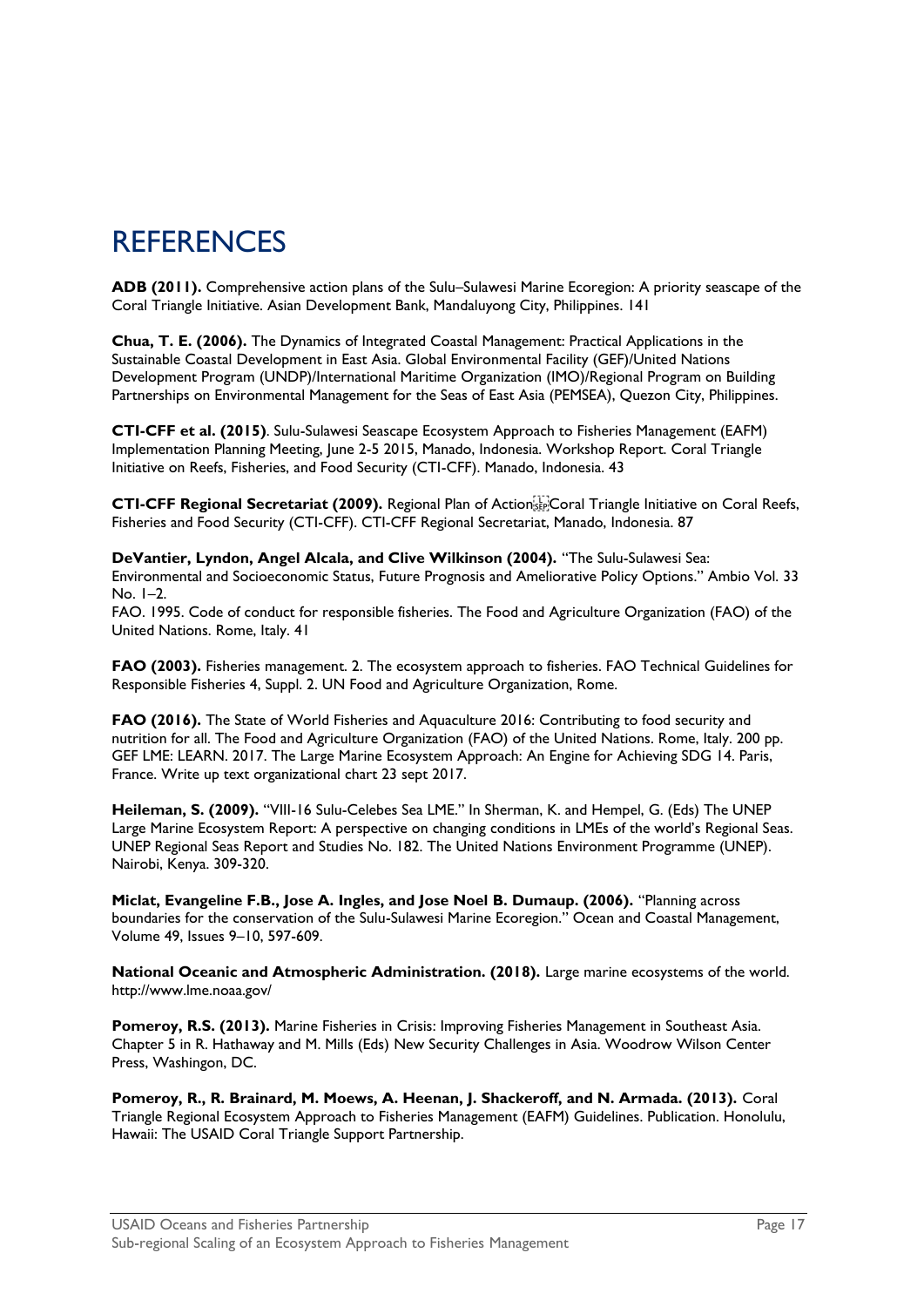# REFERENCES

**ADB (2011).** Comprehensive action plans of the Sulu–Sulawesi Marine Ecoregion: A priority seascape of the Coral Triangle Initiative. Asian Development Bank, Mandaluyong City, Philippines. 141

**Chua, T. E. (2006).** The Dynamics of Integrated Coastal Management: Practical Applications in the Sustainable Coastal Development in East Asia. Global Environmental Facility (GEF)/United Nations Development Program (UNDP)/International Maritime Organization (IMO)/Regional Program on Building Partnerships on Environmental Management for the Seas of East Asia (PEMSEA), Quezon City, Philippines.

**CTI-CFF et al. (2015)**. Sulu-Sulawesi Seascape Ecosystem Approach to Fisheries Management (EAFM) Implementation Planning Meeting, June 2-5 2015, Manado, Indonesia. Workshop Report. Coral Triangle Initiative on Reefs, Fisheries, and Food Security (CTI-CFF). Manado, Indonesia. 43

**CTI-CFF Regional Secretariat (2009).** Regional Plan of Action Coral Triangle Initiative on Coral Reefs, Fisheries and Food Security (CTI-CFF). CTI-CFF Regional Secretariat, Manado, Indonesia. 87

**DeVantier, Lyndon, Angel Alcala, and Clive Wilkinson (2004).** "The Sulu-Sulawesi Sea: Environmental and Socioeconomic Status, Future Prognosis and Ameliorative Policy Options." Ambio Vol. 33 No. 1–2.
FAO. 1995. Code of conduct for responsible fisheries. The Food and Agriculture Organization (FAO) of the United Nations. Rome, Italy. 41

**FAO (2003).** Fisheries management. 2. The ecosystem approach to fisheries. FAO Technical Guidelines for Responsible Fisheries 4, Suppl. 2. UN Food and Agriculture Organization, Rome.

**FAO (2016).** The State of World Fisheries and Aquaculture 2016: Contributing to food security and nutrition for all. The Food and Agriculture Organization (FAO) of the United Nations. Rome, Italy. 200 pp.
GEF LME: LEARN. 2017. The Large Marine Ecosystem Approach: An Engine for Achieving SDG 14. Paris, France. Write up text organizational chart 23 sept 2017.

**Heileman, S. (2009).** "VIII-16 Sulu-Celebes Sea LME." In Sherman, K. and Hempel, G. (Eds) The UNEP Large Marine Ecosystem Report: A perspective on changing conditions in LMEs of the world's Regional Seas. UNEP Regional Seas Report and Studies No. 182. The United Nations Environment Programme (UNEP). Nairobi, Kenya. 309-320.

**Miclat, Evangeline F.B., Jose A. Ingles, and Jose Noel B. Dumaup. (2006).** "Planning across boundaries for the conservation of the Sulu-Sulawesi Marine Ecoregion." Ocean and Coastal Management, Volume 49, Issues 9–10, 597-609.

**National Oceanic and Atmospheric Administration. (2018).** Large marine ecosystems of the world. http://www.lme.noaa.gov/

**Pomeroy, R.S. (2013).** Marine Fisheries in Crisis: Improving Fisheries Management in Southeast Asia. Chapter 5 in R. Hathaway and M. Mills (Eds) New Security Challenges in Asia. Woodrow Wilson Center Press, Washingon, DC.

**Pomeroy, R., R. Brainard, M. Moews, A. Heenan, J. Shackeroff, and N. Armada. (2013).** Coral Triangle Regional Ecosystem Approach to Fisheries Management (EAFM) Guidelines. Publication. Honolulu, Hawaii: The USAID Coral Triangle Support Partnership.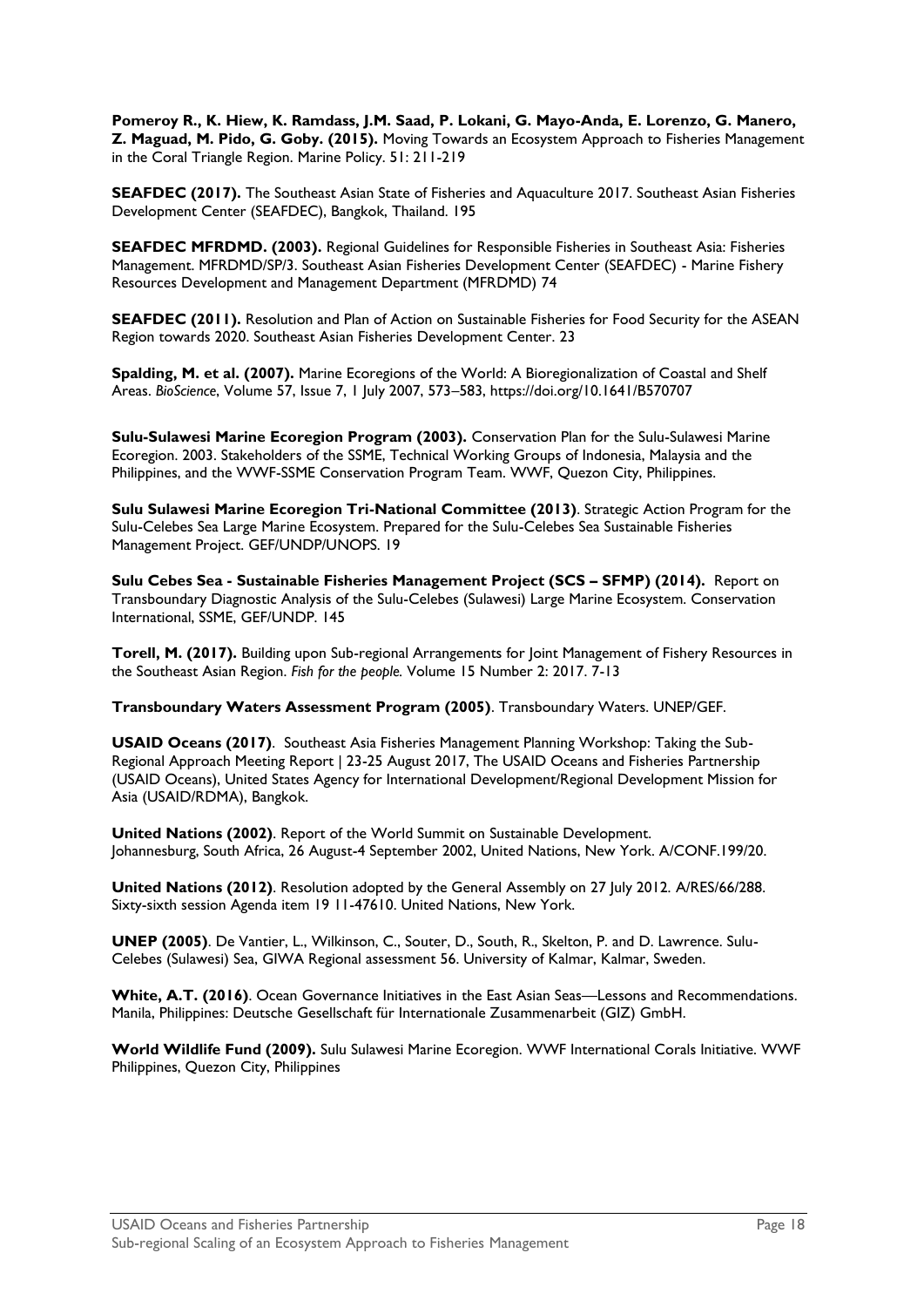**Pomeroy R., K. Hiew, K. Ramdass, J.M. Saad, P. Lokani, G. Mayo-Anda, E. Lorenzo, G. Manero, Z. Maguad, M. Pido, G. Goby. (2015).** Moving Towards an Ecosystem Approach to Fisheries Management in the Coral Triangle Region. Marine Policy. 51: 211-219

**SEAFDEC (2017).** The Southeast Asian State of Fisheries and Aquaculture 2017. Southeast Asian Fisheries Development Center (SEAFDEC), Bangkok, Thailand. 195

**SEAFDEC MFRDMD. (2003).** Regional Guidelines for Responsible Fisheries in Southeast Asia: Fisheries Management. MFRDMD/SP/3. Southeast Asian Fisheries Development Center (SEAFDEC) - Marine Fishery Resources Development and Management Department (MFRDMD) 74

**SEAFDEC (2011).** Resolution and Plan of Action on Sustainable Fisheries for Food Security for the ASEAN Region towards 2020. Southeast Asian Fisheries Development Center. 23

**Spalding, M. et al. (2007).** Marine Ecoregions of the World: A Bioregionalization of Coastal and Shelf Areas. *BioScience*, Volume 57, Issue 7, 1 July 2007, 573–583, https://doi.org/10.1641/B570707

**Sulu-Sulawesi Marine Ecoregion Program (2003).** Conservation Plan for the Sulu-Sulawesi Marine Ecoregion. 2003. Stakeholders of the SSME, Technical Working Groups of Indonesia, Malaysia and the Philippines, and the WWF-SSME Conservation Program Team. WWF, Quezon City, Philippines.

**Sulu Sulawesi Marine Ecoregion Tri-National Committee (2013)**. Strategic Action Program for the Sulu-Celebes Sea Large Marine Ecosystem. Prepared for the Sulu-Celebes Sea Sustainable Fisheries Management Project. GEF/UNDP/UNOPS. 19

**Sulu Cebes Sea - Sustainable Fisheries Management Project (SCS – SFMP) (2014).** Report on Transboundary Diagnostic Analysis of the Sulu-Celebes (Sulawesi) Large Marine Ecosystem. Conservation International, SSME, GEF/UNDP. 145

**Torell, M. (2017).** Building upon Sub-regional Arrangements for Joint Management of Fishery Resources in the Southeast Asian Region. *Fish for the people.* Volume 15 Number 2: 2017. 7-13

**Transboundary Waters Assessment Program (2005)**. Transboundary Waters. UNEP/GEF.

**USAID Oceans (2017)**. Southeast Asia Fisheries Management Planning Workshop: Taking the Sub-Regional Approach Meeting Report | 23-25 August 2017, The USAID Oceans and Fisheries Partnership (USAID Oceans), United States Agency for International Development/Regional Development Mission for Asia (USAID/RDMA), Bangkok.

**United Nations (2002)**. Report of the World Summit on Sustainable Development. Johannesburg, South Africa, 26 August-4 September 2002, United Nations, New York. A/CONF.199/20.

**United Nations (2012)**. Resolution adopted by the General Assembly on 27 July 2012. A/RES/66/288. Sixty-sixth session Agenda item 19 11-47610. United Nations, New York.

**UNEP (2005)**. De Vantier, L., Wilkinson, C., Souter, D., South, R., Skelton, P. and D. Lawrence. Sulu-Celebes (Sulawesi) Sea, GIWA Regional assessment 56. University of Kalmar, Kalmar, Sweden.

**White, A.T. (2016)**. Ocean Governance Initiatives in the East Asian Seas—Lessons and Recommendations. Manila, Philippines: Deutsche Gesellschaft für Internationale Zusammenarbeit (GIZ) GmbH.

**World Wildlife Fund (2009).** Sulu Sulawesi Marine Ecoregion. WWF International Corals Initiative. WWF Philippines, Quezon City, Philippines